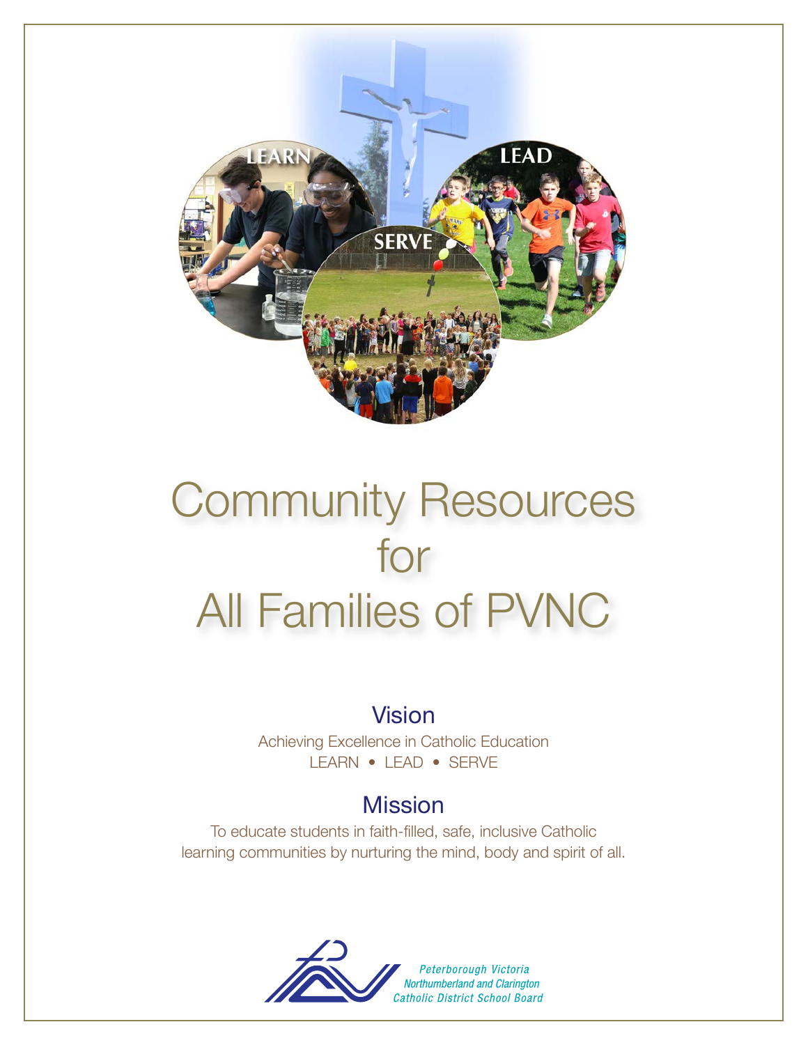# Community Resources for All Families of PVNC

## Vision

Achieving Excellence in Catholic Education

LEARN • LEAD • SERVE

## Mission

To educate students in faith-filled, safe, inclusive Catholic learning communities by nurturing the mind, body and spirit of all.

Peterborough Victoria Northumberland and Clarington Catholic District School Board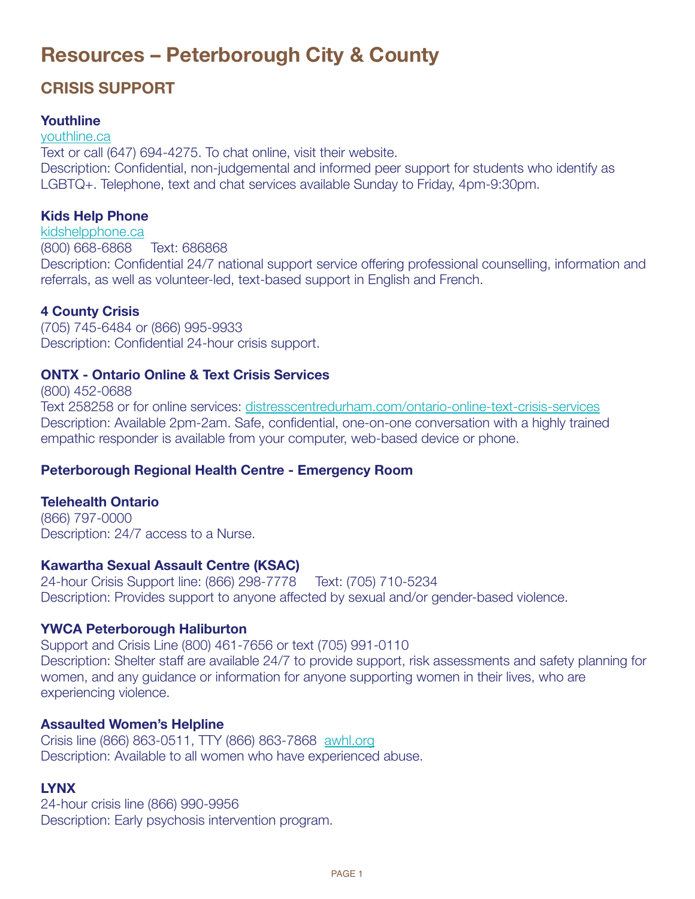# Resources – Peterborough City & County

## CRISIS SUPPORT

### Youthline

youthline.ca

Text or call (647) 694-4275. To chat online, visit their website.

Description: Confidential, non-judgemental and informed peer support for students who identify as LGBTQ+. Telephone, text and chat services available Sunday to Friday, 4pm-9:30pm.

### Kids Help Phone

kidshelpphone.ca

(800) 668-6868 Text: 686868

Description: Confidential 24/7 national support service offering professional counselling, information and referrals, as well as volunteer-led, text-based support in English and French.

### 4 County Crisis

(705) 745-6484 or (866) 995-9933

Description: Confidential 24-hour crisis support.

### ONTX - Ontario Online & Text Crisis Services

(800) 452-0688

Text 258258 or for online services: distresscentredurham.com/ontario-online-text-crisis-services

Description: Available 2pm-2am. Safe, confidential, one-on-one conversation with a highly trained empathic responder is available from your computer, web-based device or phone.

### Peterborough Regional Health Centre - Emergency Room

### Telehealth Ontario

(866) 797-0000

Description: 24/7 access to a Nurse.

### Kawartha Sexual Assault Centre (KSAC)

24-hour Crisis Support line: (866) 298-7778 Text: (705) 710-5234

Description: Provides support to anyone affected by sexual and/or gender-based violence.

### YWCA Peterborough Haliburton

Support and Crisis Line (800) 461-7656 or text (705) 991-0110

Description: Shelter staff are available 24/7 to provide support, risk assessments and safety planning for women, and any guidance or information for anyone supporting women in their lives, who are experiencing violence.

### Assaulted Women's Helpline

Crisis line (866) 863-0511, TTY (866) 863-7868 awhl.org

Description: Available to all women who have experienced abuse.

### LYNX

24-hour crisis line (866) 990-9956

Description: Early psychosis intervention program.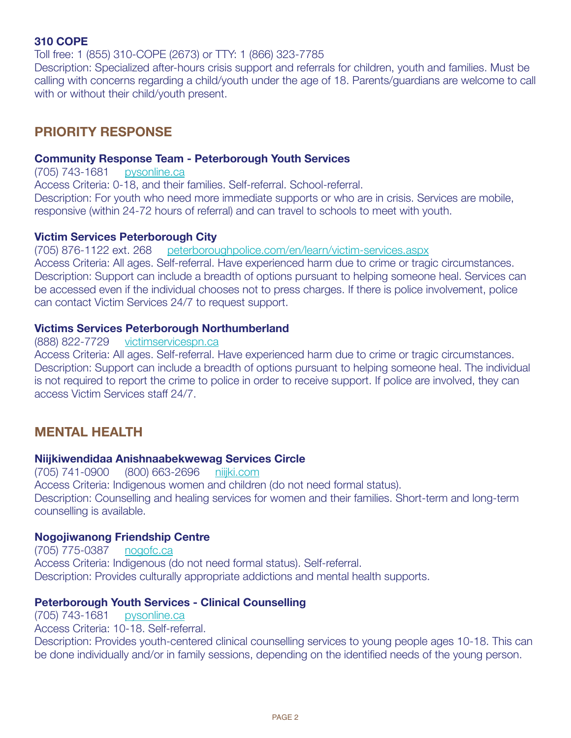**310 COPE**

Toll free: 1 (855) 310-COPE (2673) or TTY: 1 (866) 323-7785

Description: Specialized after-hours crisis support and referrals for children, youth and families. Must be calling with concerns regarding a child/youth under the age of 18. Parents/guardians are welcome to call with or without their child/youth present.

## PRIORITY RESPONSE

**Community Response Team - Peterborough Youth Services**

(705) 743-1681 pysonline.ca

Access Criteria: 0-18, and their families. Self-referral. School-referral.

Description: For youth who need more immediate supports or who are in crisis. Services are mobile, responsive (within 24-72 hours of referral) and can travel to schools to meet with youth.

**Victim Services Peterborough City**

(705) 876-1122 ext. 268 peterboroughpolice.com/en/learn/victim-services.aspx

Access Criteria: All ages. Self-referral. Have experienced harm due to crime or tragic circumstances.

Description: Support can include a breadth of options pursuant to helping someone heal. Services can be accessed even if the individual chooses not to press charges. If there is police involvement, police can contact Victim Services 24/7 to request support.

**Victims Services Peterborough Northumberland**

(888) 822-7729 victimservicespn.ca

Access Criteria: All ages. Self-referral. Have experienced harm due to crime or tragic circumstances.

Description: Support can include a breadth of options pursuant to helping someone heal. The individual is not required to report the crime to police in order to receive support. If police are involved, they can access Victim Services staff 24/7.

## MENTAL HEALTH

**Niijkiwendidaa Anishnaabekwewag Services Circle**

(705) 741-0900 (800) 663-2696 niijki.com

Access Criteria: Indigenous women and children (do not need formal status).

Description: Counselling and healing services for women and their families. Short-term and long-term counselling is available.

**Nogojiwanong Friendship Centre**

(705) 775-0387 nogofc.ca

Access Criteria: Indigenous (do not need formal status). Self-referral.

Description: Provides culturally appropriate addictions and mental health supports.

**Peterborough Youth Services - Clinical Counselling**

(705) 743-1681 pysonline.ca

Access Criteria: 10-18. Self-referral.

Description: Provides youth-centered clinical counselling services to young people ages 10-18. This can be done individually and/or in family sessions, depending on the identified needs of the young person.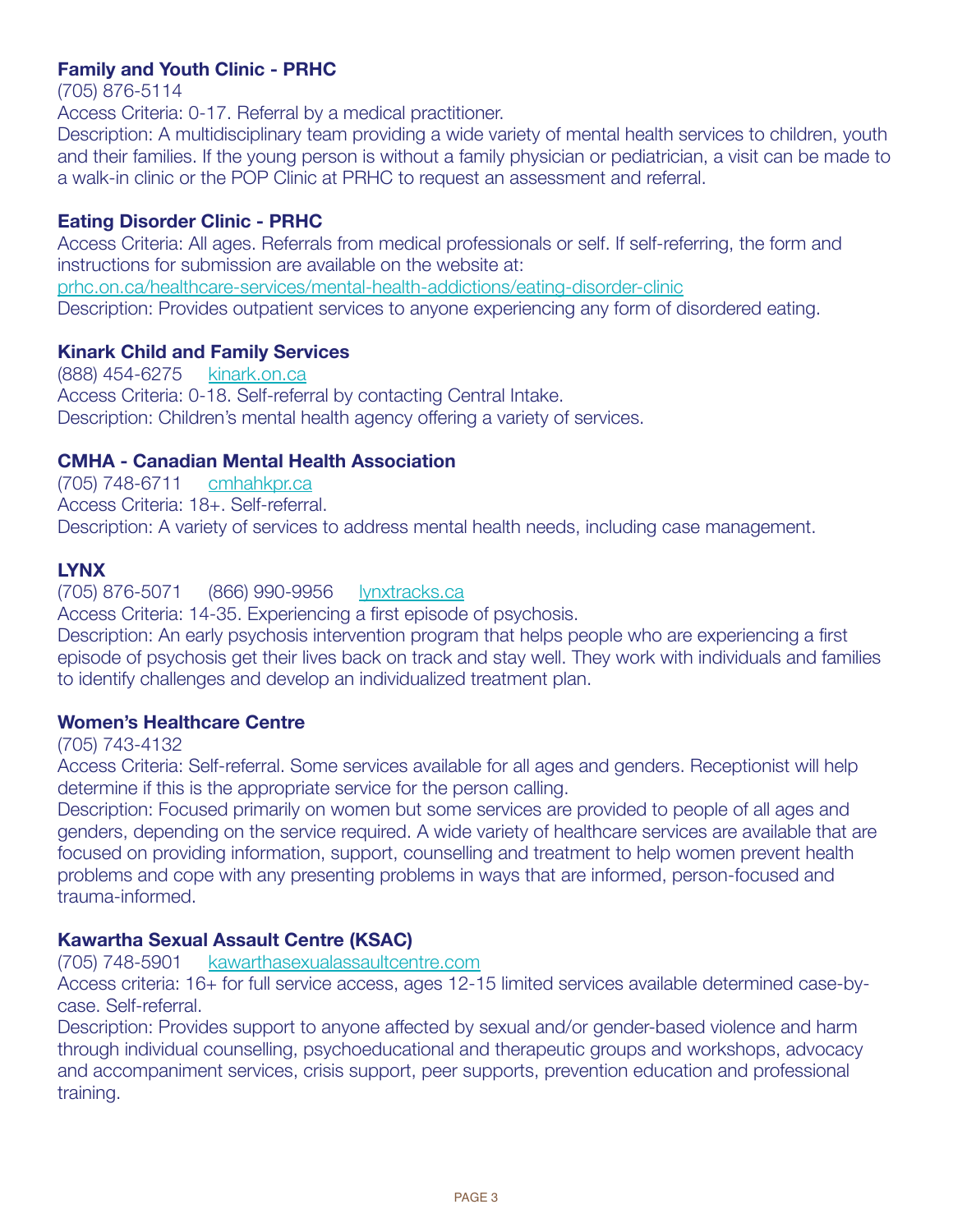### Family and Youth Clinic - PRHC

(705) 876-5114

Access Criteria: 0-17. Referral by a medical practitioner.

Description: A multidisciplinary team providing a wide variety of mental health services to children, youth and their families. If the young person is without a family physician or pediatrician, a visit can be made to a walk-in clinic or the POP Clinic at PRHC to request an assessment and referral.

### Eating Disorder Clinic - PRHC

Access Criteria: All ages. Referrals from medical professionals or self. If self-referring, the form and instructions for submission are available on the website at:
prhc.on.ca/healthcare-services/mental-health-addictions/eating-disorder-clinic

Description: Provides outpatient services to anyone experiencing any form of disordered eating.

### Kinark Child and Family Services

(888) 454-6275 kinark.on.ca

Access Criteria: 0-18. Self-referral by contacting Central Intake.

Description: Children's mental health agency offering a variety of services.

### CMHA - Canadian Mental Health Association

(705) 748-6711 cmhahkpr.ca

Access Criteria: 18+. Self-referral.

Description: A variety of services to address mental health needs, including case management.

### LYNX

(705) 876-5071 (866) 990-9956 lynxtracks.ca

Access Criteria: 14-35. Experiencing a first episode of psychosis.

Description: An early psychosis intervention program that helps people who are experiencing a first episode of psychosis get their lives back on track and stay well. They work with individuals and families to identify challenges and develop an individualized treatment plan.

### Women's Healthcare Centre

(705) 743-4132

Access Criteria: Self-referral. Some services available for all ages and genders. Receptionist will help determine if this is the appropriate service for the person calling.

Description: Focused primarily on women but some services are provided to people of all ages and genders, depending on the service required. A wide variety of healthcare services are available that are focused on providing information, support, counselling and treatment to help women prevent health problems and cope with any presenting problems in ways that are informed, person-focused and trauma-informed.

### Kawartha Sexual Assault Centre (KSAC)

(705) 748-5901 kawarthasexualassaultcentre.com

Access criteria: 16+ for full service access, ages 12-15 limited services available determined case-by-case. Self-referral.

Description: Provides support to anyone affected by sexual and/or gender-based violence and harm through individual counselling, psychoeducational and therapeutic groups and workshops, advocacy and accompaniment services, crisis support, peer supports, prevention education and professional training.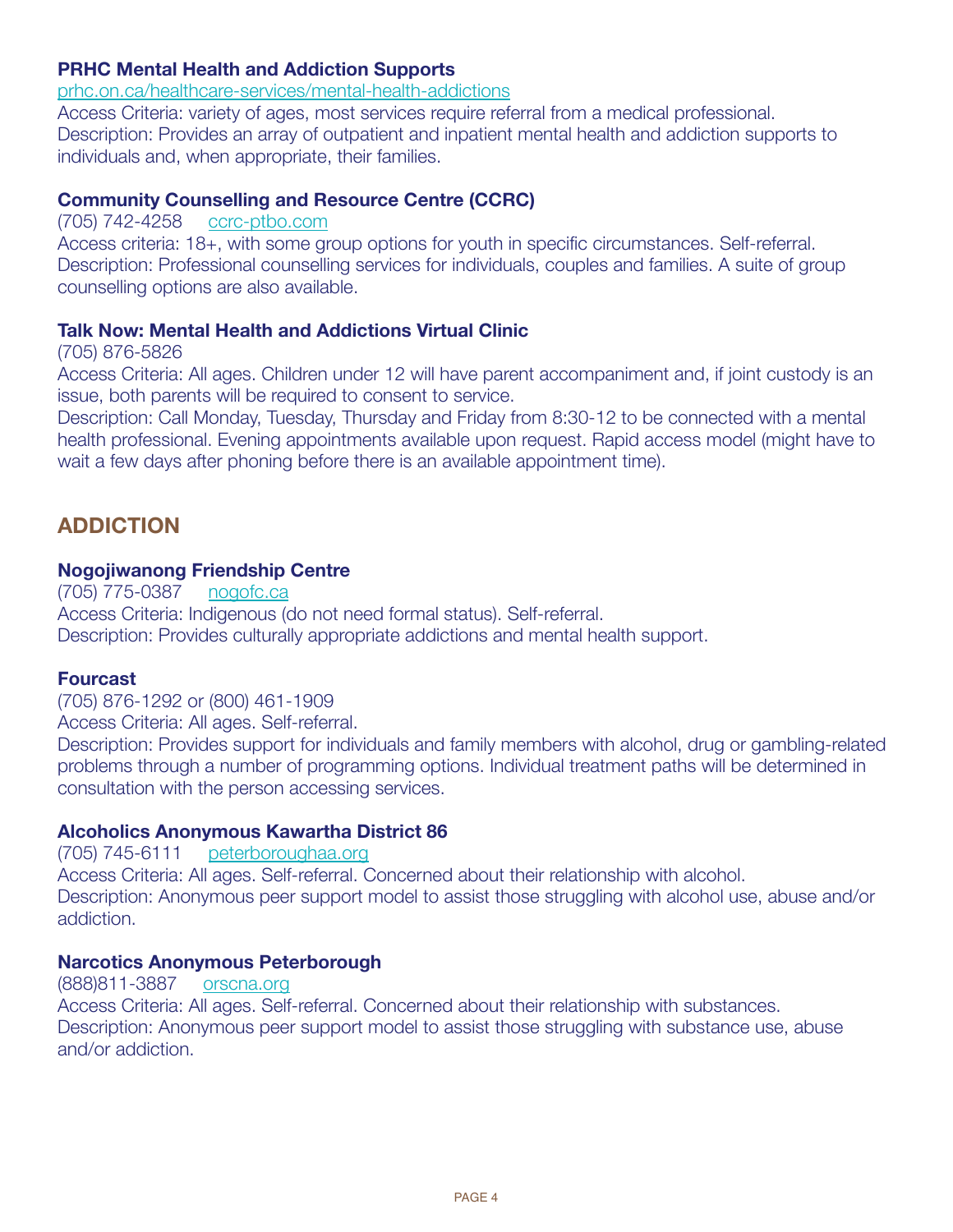### PRHC Mental Health and Addiction Supports

prhc.on.ca/healthcare-services/mental-health-addictions

Access Criteria: variety of ages, most services require referral from a medical professional.
Description: Provides an array of outpatient and inpatient mental health and addiction supports to individuals and, when appropriate, their families.

### Community Counselling and Resource Centre (CCRC)

(705) 742-4258 ccrc-ptbo.com

Access criteria: 18+, with some group options for youth in specific circumstances. Self-referral.
Description: Professional counselling services for individuals, couples and families. A suite of group counselling options are also available.

### Talk Now: Mental Health and Addictions Virtual Clinic

(705) 876-5826

Access Criteria: All ages. Children under 12 will have parent accompaniment and, if joint custody is an issue, both parents will be required to consent to service.
Description: Call Monday, Tuesday, Thursday and Friday from 8:30-12 to be connected with a mental health professional. Evening appointments available upon request. Rapid access model (might have to wait a few days after phoning before there is an available appointment time).

## ADDICTION

### Nogojiwanong Friendship Centre

(705) 775-0387 nogofc.ca

Access Criteria: Indigenous (do not need formal status). Self-referral.
Description: Provides culturally appropriate addictions and mental health support.

### Fourcast

(705) 876-1292 or (800) 461-1909

Access Criteria: All ages. Self-referral.
Description: Provides support for individuals and family members with alcohol, drug or gambling-related problems through a number of programming options. Individual treatment paths will be determined in consultation with the person accessing services.

### Alcoholics Anonymous Kawartha District 86

(705) 745-6111 peterboroughaa.org

Access Criteria: All ages. Self-referral. Concerned about their relationship with alcohol.
Description: Anonymous peer support model to assist those struggling with alcohol use, abuse and/or addiction.

### Narcotics Anonymous Peterborough

(888)811-3887 orscna.org

Access Criteria: All ages. Self-referral. Concerned about their relationship with substances.
Description: Anonymous peer support model to assist those struggling with substance use, abuse and/or addiction.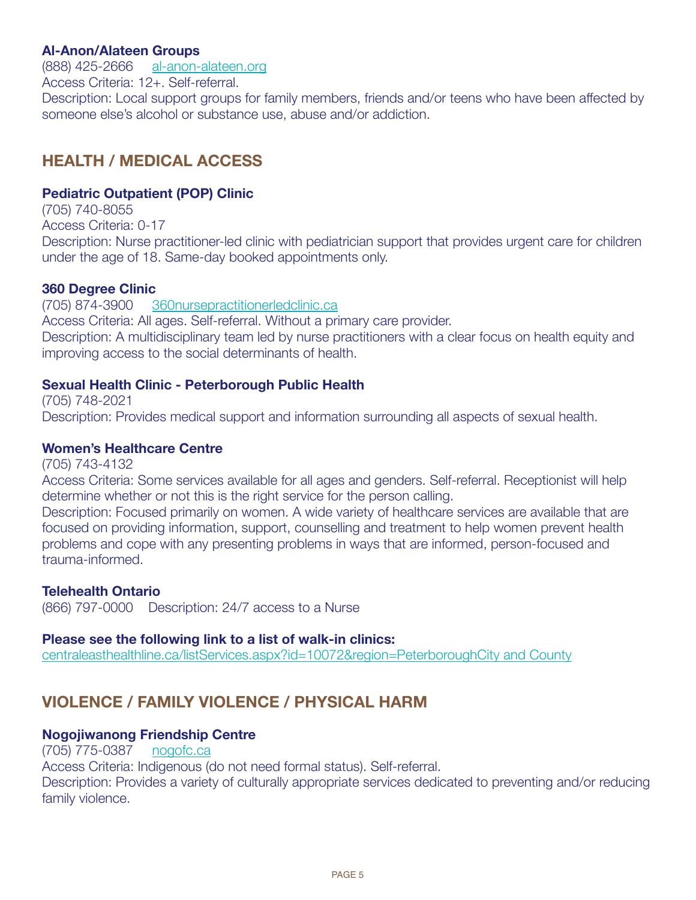**Al-Anon/Alateen Groups**
(888) 425-2666 al-anon-alateen.org
Access Criteria: 12+. Self-referral.
Description: Local support groups for family members, friends and/or teens who have been affected by someone else's alcohol or substance use, abuse and/or addiction.

## HEALTH / MEDICAL ACCESS

**Pediatric Outpatient (POP) Clinic**
(705) 740-8055
Access Criteria: 0-17
Description: Nurse practitioner-led clinic with pediatrician support that provides urgent care for children under the age of 18. Same-day booked appointments only.

**360 Degree Clinic**
(705) 874-3900 360nursepractitionerledclinic.ca
Access Criteria: All ages. Self-referral. Without a primary care provider.
Description: A multidisciplinary team led by nurse practitioners with a clear focus on health equity and improving access to the social determinants of health.

**Sexual Health Clinic - Peterborough Public Health**
(705) 748-2021
Description: Provides medical support and information surrounding all aspects of sexual health.

**Women's Healthcare Centre**
(705) 743-4132
Access Criteria: Some services available for all ages and genders. Self-referral. Receptionist will help determine whether or not this is the right service for the person calling.
Description: Focused primarily on women. A wide variety of healthcare services are available that are focused on providing information, support, counselling and treatment to help women prevent health problems and cope with any presenting problems in ways that are informed, person-focused and trauma-informed.

**Telehealth Ontario**
(866) 797-0000 Description: 24/7 access to a Nurse

**Please see the following link to a list of walk-in clinics:**
centraleasthealthline.ca/listServices.aspx?id=10072&region=PeterboroughCity and County

## VIOLENCE / FAMILY VIOLENCE / PHYSICAL HARM

**Nogojiwanong Friendship Centre**
(705) 775-0387 nogofc.ca
Access Criteria: Indigenous (do not need formal status). Self-referral.
Description: Provides a variety of culturally appropriate services dedicated to preventing and/or reducing family violence.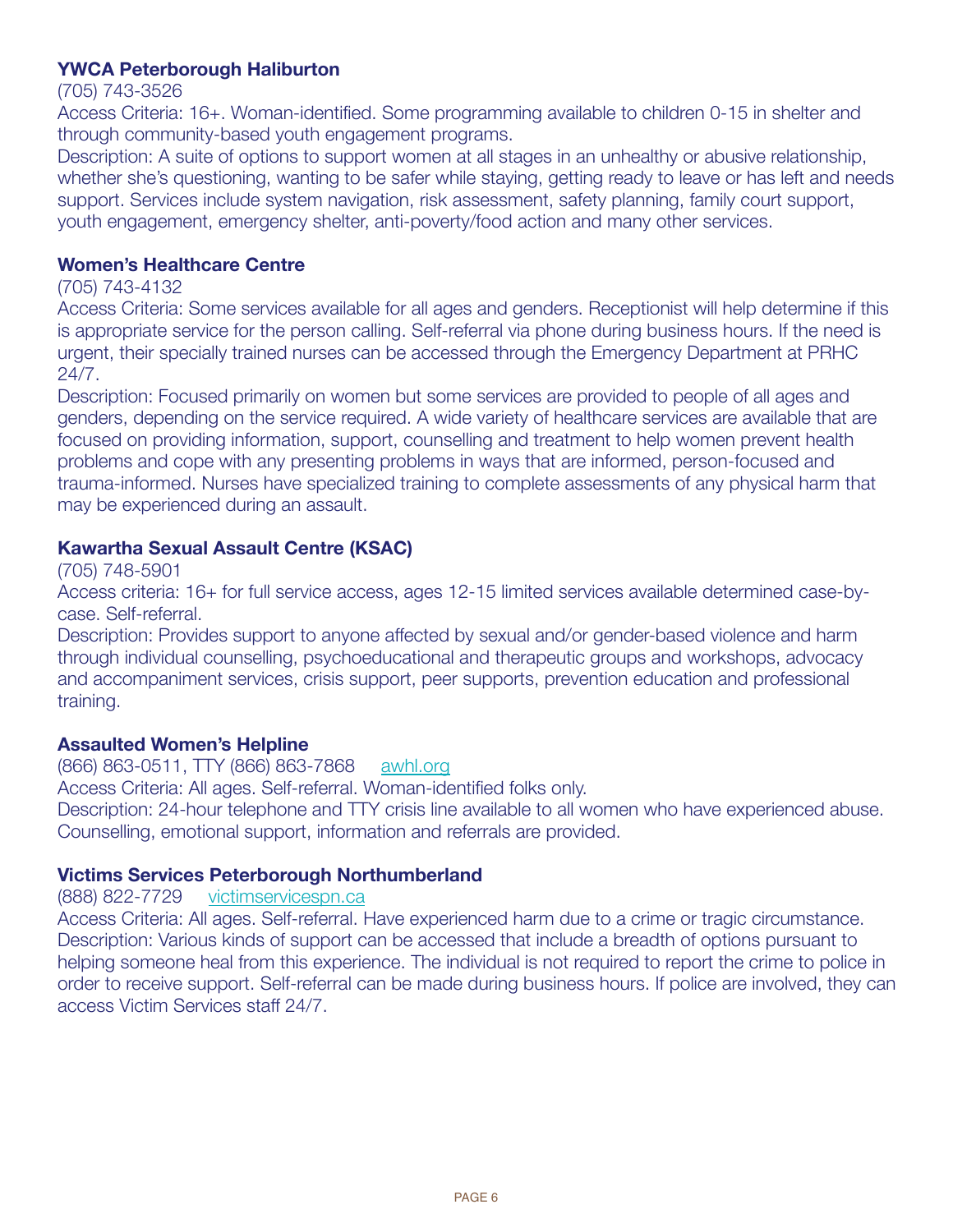**YWCA Peterborough Haliburton**

(705) 743-3526

Access Criteria: 16+. Woman-identified. Some programming available to children 0-15 in shelter and through community-based youth engagement programs.

Description: A suite of options to support women at all stages in an unhealthy or abusive relationship, whether she's questioning, wanting to be safer while staying, getting ready to leave or has left and needs support. Services include system navigation, risk assessment, safety planning, family court support, youth engagement, emergency shelter, anti-poverty/food action and many other services.

**Women's Healthcare Centre**

(705) 743-4132

Access Criteria: Some services available for all ages and genders. Receptionist will help determine if this is appropriate service for the person calling. Self-referral via phone during business hours. If the need is urgent, their specially trained nurses can be accessed through the Emergency Department at PRHC 24/7.

Description: Focused primarily on women but some services are provided to people of all ages and genders, depending on the service required. A wide variety of healthcare services are available that are focused on providing information, support, counselling and treatment to help women prevent health problems and cope with any presenting problems in ways that are informed, person-focused and trauma-informed. Nurses have specialized training to complete assessments of any physical harm that may be experienced during an assault.

**Kawartha Sexual Assault Centre (KSAC)**

(705) 748-5901

Access criteria: 16+ for full service access, ages 12-15 limited services available determined case-by-case. Self-referral.

Description: Provides support to anyone affected by sexual and/or gender-based violence and harm through individual counselling, psychoeducational and therapeutic groups and workshops, advocacy and accompaniment services, crisis support, peer supports, prevention education and professional training.

**Assaulted Women's Helpline**

(866) 863-0511, TTY (866) 863-7868 awhl.org

Access Criteria: All ages. Self-referral. Woman-identified folks only.

Description: 24-hour telephone and TTY crisis line available to all women who have experienced abuse. Counselling, emotional support, information and referrals are provided.

**Victims Services Peterborough Northumberland**

(888) 822-7729 victimservicespn.ca

Access Criteria: All ages. Self-referral. Have experienced harm due to a crime or tragic circumstance.

Description: Various kinds of support can be accessed that include a breadth of options pursuant to helping someone heal from this experience. The individual is not required to report the crime to police in order to receive support. Self-referral can be made during business hours. If police are involved, they can access Victim Services staff 24/7.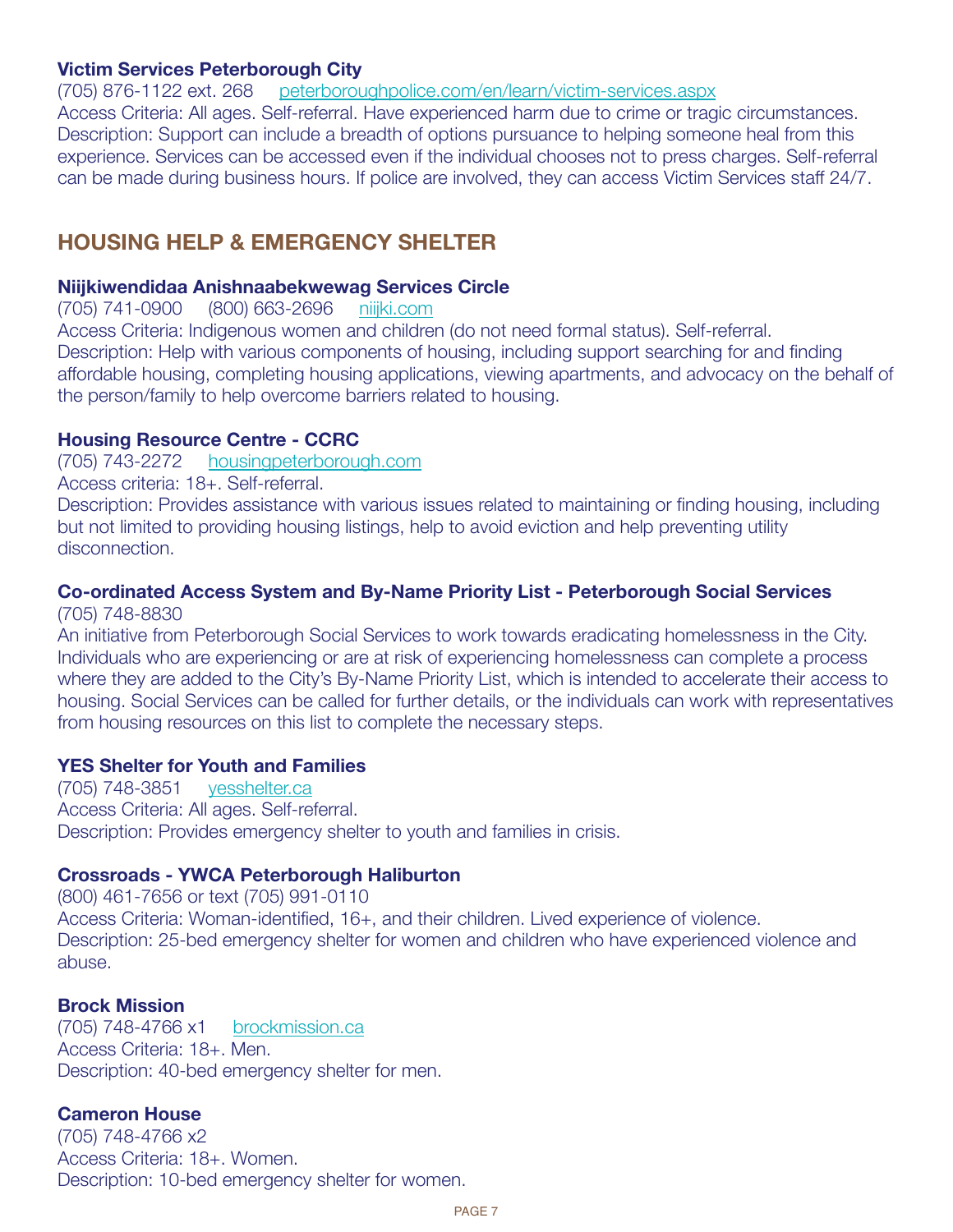### Victim Services Peterborough City

(705) 876-1122 ext. 268 peterboroughpolice.com/en/learn/victim-services.aspx
Access Criteria: All ages. Self-referral. Have experienced harm due to crime or tragic circumstances.
Description: Support can include a breadth of options pursuance to helping someone heal from this experience. Services can be accessed even if the individual chooses not to press charges. Self-referral can be made during business hours. If police are involved, they can access Victim Services staff 24/7.

## HOUSING HELP & EMERGENCY SHELTER

### Niijkiwendidaa Anishnaabekwewag Services Circle

(705) 741-0900 (800) 663-2696 niijki.com
Access Criteria: Indigenous women and children (do not need formal status). Self-referral.
Description: Help with various components of housing, including support searching for and finding affordable housing, completing housing applications, viewing apartments, and advocacy on the behalf of the person/family to help overcome barriers related to housing.

### Housing Resource Centre - CCRC

(705) 743-2272 housingpeterborough.com
Access criteria: 18+. Self-referral.
Description: Provides assistance with various issues related to maintaining or finding housing, including but not limited to providing housing listings, help to avoid eviction and help preventing utility disconnection.

### Co-ordinated Access System and By-Name Priority List - Peterborough Social Services

(705) 748-8830
An initiative from Peterborough Social Services to work towards eradicating homelessness in the City. Individuals who are experiencing or are at risk of experiencing homelessness can complete a process where they are added to the City's By-Name Priority List, which is intended to accelerate their access to housing. Social Services can be called for further details, or the individuals can work with representatives from housing resources on this list to complete the necessary steps.

### YES Shelter for Youth and Families

(705) 748-3851 yesshelter.ca
Access Criteria: All ages. Self-referral.
Description: Provides emergency shelter to youth and families in crisis.

### Crossroads - YWCA Peterborough Haliburton

(800) 461-7656 or text (705) 991-0110
Access Criteria: Woman-identified, 16+, and their children. Lived experience of violence.
Description: 25-bed emergency shelter for women and children who have experienced violence and abuse.

### Brock Mission

(705) 748-4766 x1 brockmission.ca
Access Criteria: 18+. Men.
Description: 40-bed emergency shelter for men.

### Cameron House

(705) 748-4766 x2
Access Criteria: 18+. Women.
Description: 10-bed emergency shelter for women.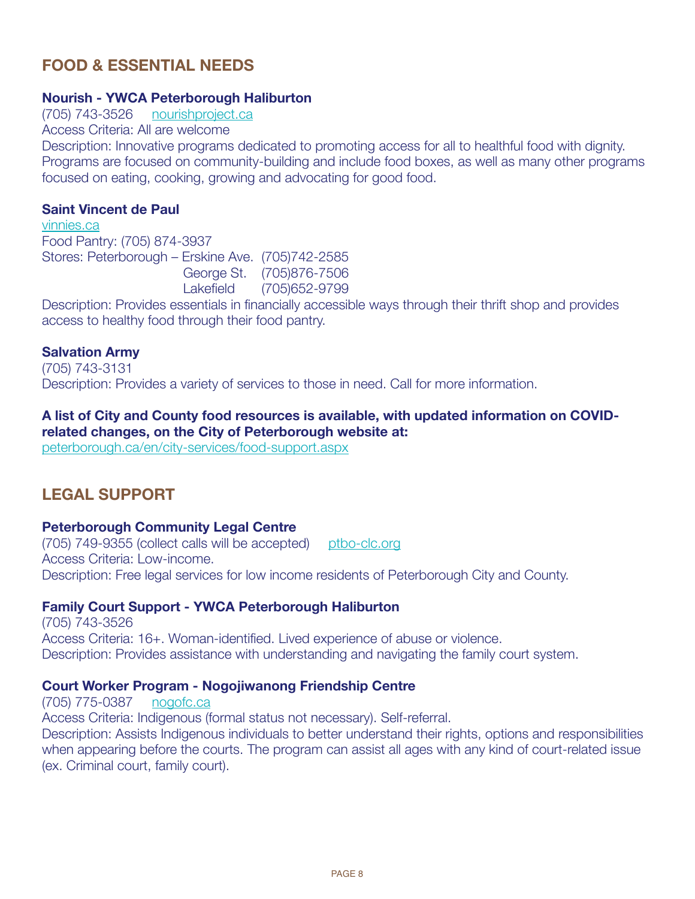## FOOD & ESSENTIAL NEEDS

**Nourish - YWCA Peterborough Haliburton**
(705) 743-3526 nourishproject.ca
Access Criteria: All are welcome
Description: Innovative programs dedicated to promoting access for all to healthful food with dignity. Programs are focused on community-building and include food boxes, as well as many other programs focused on eating, cooking, growing and advocating for good food.

**Saint Vincent de Paul**
vinnies.ca
Food Pantry: (705) 874-3937
Stores: Peterborough – Erskine Ave. (705)742-2585
George St. (705)876-7506
Lakefield (705)652-9799
Description: Provides essentials in financially accessible ways through their thrift shop and provides access to healthy food through their food pantry.

**Salvation Army**
(705) 743-3131
Description: Provides a variety of services to those in need. Call for more information.

**A list of City and County food resources is available, with updated information on COVID-related changes, on the City of Peterborough website at:**
peterborough.ca/en/city-services/food-support.aspx

## LEGAL SUPPORT

**Peterborough Community Legal Centre**
(705) 749-9355 (collect calls will be accepted) ptbo-clc.org
Access Criteria: Low-income.
Description: Free legal services for low income residents of Peterborough City and County.

**Family Court Support - YWCA Peterborough Haliburton**
(705) 743-3526
Access Criteria: 16+. Woman-identified. Lived experience of abuse or violence.
Description: Provides assistance with understanding and navigating the family court system.

**Court Worker Program - Nogojiwanong Friendship Centre**
(705) 775-0387 nogofc.ca
Access Criteria: Indigenous (formal status not necessary). Self-referral.
Description: Assists Indigenous individuals to better understand their rights, options and responsibilities when appearing before the courts. The program can assist all ages with any kind of court-related issue (ex. Criminal court, family court).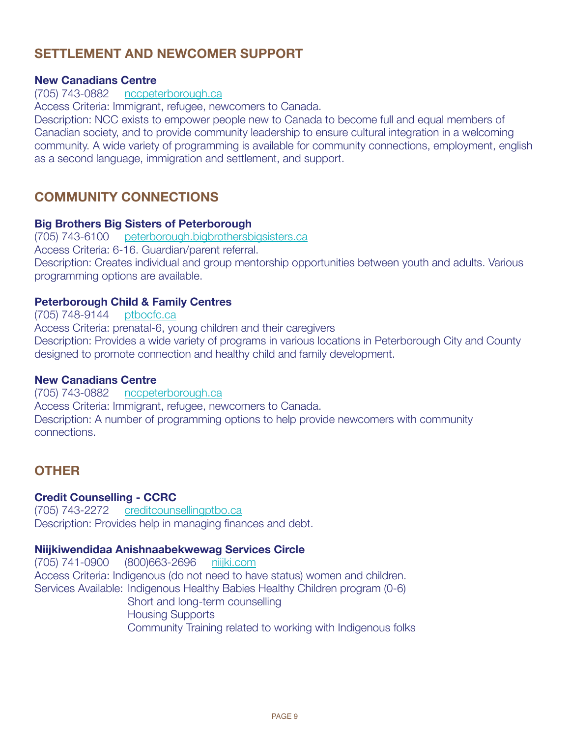## SETTLEMENT AND NEWCOMER SUPPORT

**New Canadians Centre**
(705) 743-0882 nccpeterborough.ca
Access Criteria: Immigrant, refugee, newcomers to Canada.
Description: NCC exists to empower people new to Canada to become full and equal members of Canadian society, and to provide community leadership to ensure cultural integration in a welcoming community. A wide variety of programming is available for community connections, employment, english as a second language, immigration and settlement, and support.

## COMMUNITY CONNECTIONS

**Big Brothers Big Sisters of Peterborough**
(705) 743-6100 peterborough.bigbrothersbigsisters.ca
Access Criteria: 6-16. Guardian/parent referral.
Description: Creates individual and group mentorship opportunities between youth and adults. Various programming options are available.

**Peterborough Child & Family Centres**
(705) 748-9144 ptbocfc.ca
Access Criteria: prenatal-6, young children and their caregivers
Description: Provides a wide variety of programs in various locations in Peterborough City and County designed to promote connection and healthy child and family development.

**New Canadians Centre**
(705) 743-0882 nccpeterborough.ca
Access Criteria: Immigrant, refugee, newcomers to Canada.
Description: A number of programming options to help provide newcomers with community connections.

## OTHER

**Credit Counselling - CCRC**
(705) 743-2272 creditcounsellingptbo.ca
Description: Provides help in managing finances and debt.

**Niijkiwendidaa Anishnaabekwewag Services Circle**
(705) 741-0900 (800)663-2696 niijki.com
Access Criteria: Indigenous (do not need to have status) women and children.
Services Available: Indigenous Healthy Babies Healthy Children program (0-6)
Short and long-term counselling
Housing Supports
Community Training related to working with Indigenous folks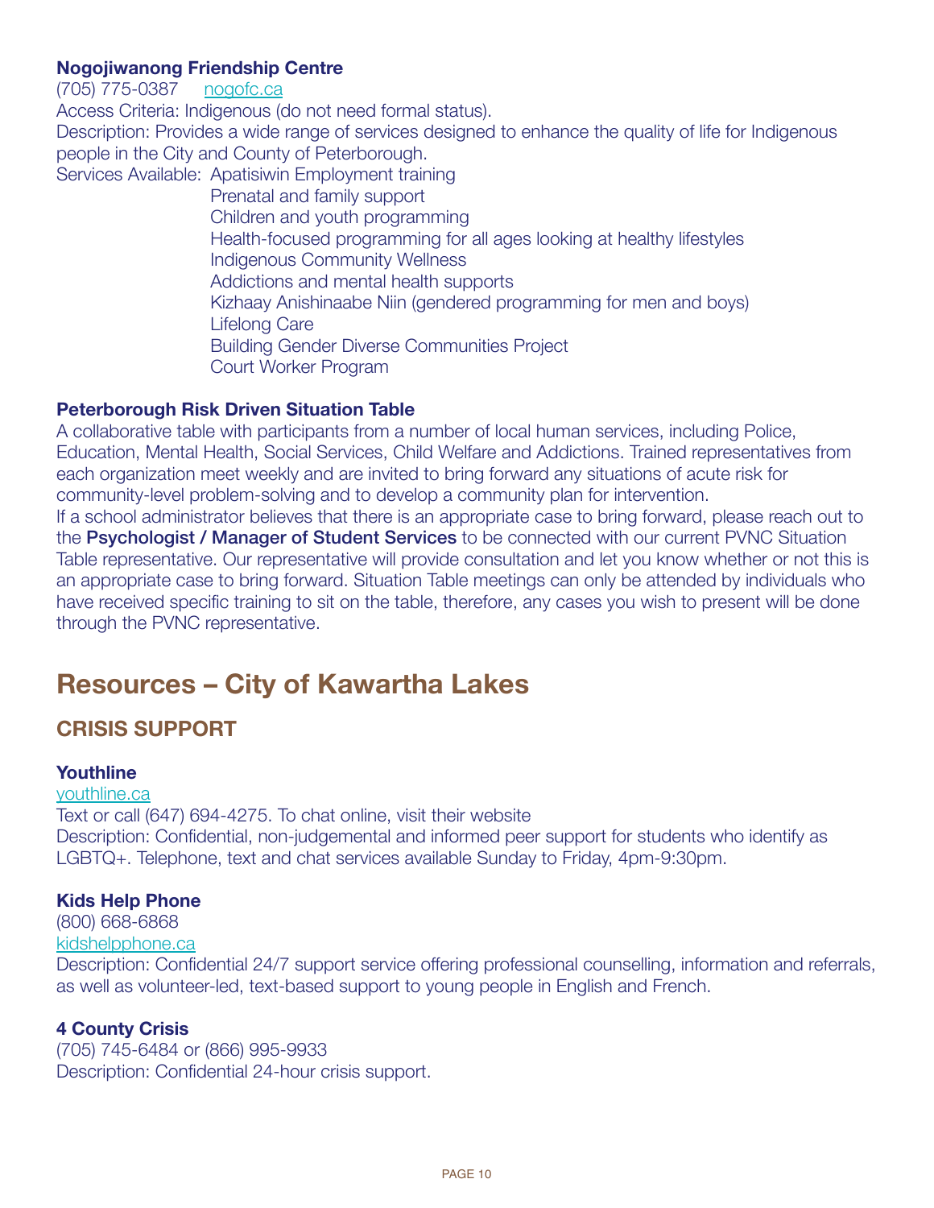### Nogojiwanong Friendship Centre

(705) 775-0387 [nogofc.ca](http://nogofc.ca)

Access Criteria: Indigenous (do not need formal status).

Description: Provides a wide range of services designed to enhance the quality of life for Indigenous people in the City and County of Peterborough.

Services Available:
- Apatisiwin Employment training
- Prenatal and family support
- Children and youth programming
- Health-focused programming for all ages looking at healthy lifestyles
- Indigenous Community Wellness
- Addictions and mental health supports
- Kizhaay Anishinaabe Niin (gendered programming for men and boys)
- Lifelong Care
- Building Gender Diverse Communities Project
- Court Worker Program

### Peterborough Risk Driven Situation Table

A collaborative table with participants from a number of local human services, including Police, Education, Mental Health, Social Services, Child Welfare and Addictions. Trained representatives from each organization meet weekly and are invited to bring forward any situations of acute risk for community-level problem-solving and to develop a community plan for intervention.

If a school administrator believes that there is an appropriate case to bring forward, please reach out to the **Psychologist / Manager of Student Services** to be connected with our current PVNC Situation Table representative. Our representative will provide consultation and let you know whether or not this is an appropriate case to bring forward. Situation Table meetings can only be attended by individuals who have received specific training to sit on the table, therefore, any cases you wish to present will be done through the PVNC representative.

# Resources – City of Kawartha Lakes

## CRISIS SUPPORT

### Youthline

[youthline.ca](http://youthline.ca)

Text or call (647) 694-4275. To chat online, visit their website

Description: Confidential, non-judgemental and informed peer support for students who identify as LGBTQ+. Telephone, text and chat services available Sunday to Friday, 4pm-9:30pm.

### Kids Help Phone

(800) 668-6868

[kidshelpphone.ca](http://kidshelpphone.ca)

Description: Confidential 24/7 support service offering professional counselling, information and referrals, as well as volunteer-led, text-based support to young people in English and French.

### 4 County Crisis

(705) 745-6484 or (866) 995-9933

Description: Confidential 24-hour crisis support.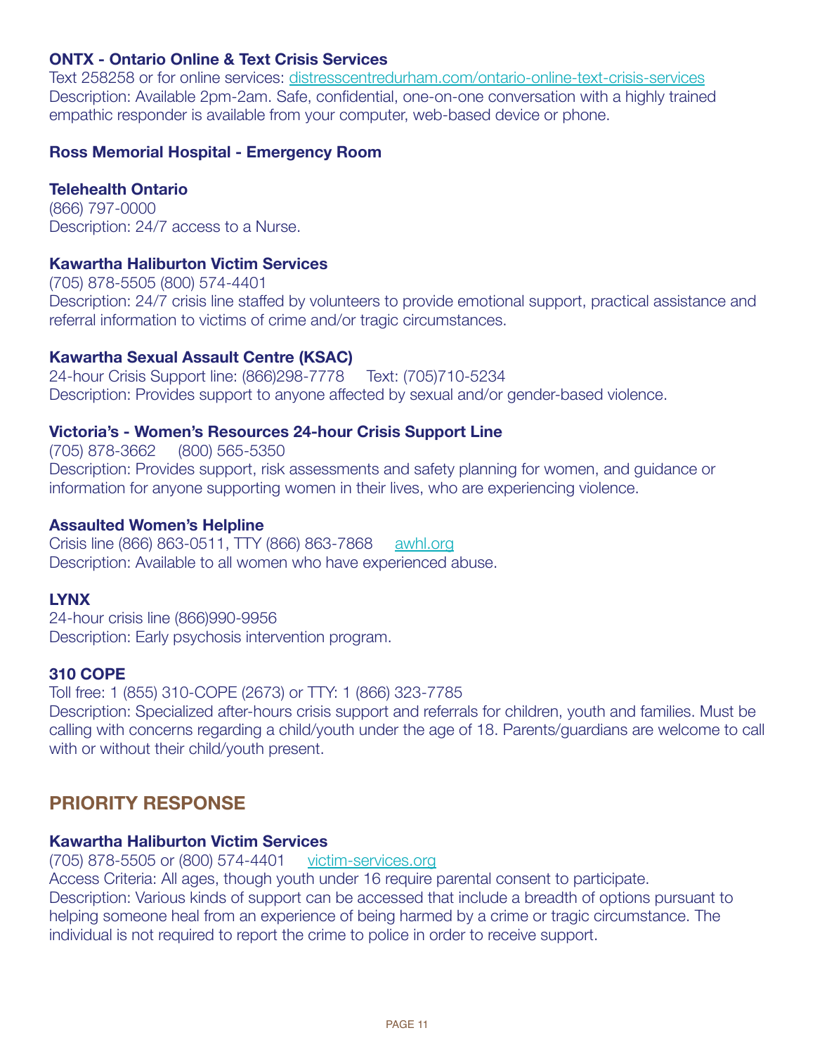**ONTX - Ontario Online & Text Crisis Services**
Text 258258 or for online services: distresscentredurham.com/ontario-online-text-crisis-services
Description: Available 2pm-2am. Safe, confidential, one-on-one conversation with a highly trained empathic responder is available from your computer, web-based device or phone.

**Ross Memorial Hospital - Emergency Room**

**Telehealth Ontario**
(866) 797-0000
Description: 24/7 access to a Nurse.

**Kawartha Haliburton Victim Services**
(705) 878-5505 (800) 574-4401
Description: 24/7 crisis line staffed by volunteers to provide emotional support, practical assistance and referral information to victims of crime and/or tragic circumstances.

**Kawartha Sexual Assault Centre (KSAC)**
24-hour Crisis Support line: (866)298-7778 Text: (705)710-5234
Description: Provides support to anyone affected by sexual and/or gender-based violence.

**Victoria's - Women's Resources 24-hour Crisis Support Line**
(705) 878-3662 (800) 565-5350
Description: Provides support, risk assessments and safety planning for women, and guidance or information for anyone supporting women in their lives, who are experiencing violence.

**Assaulted Women's Helpline**
Crisis line (866) 863-0511, TTY (866) 863-7868 awhl.org
Description: Available to all women who have experienced abuse.

**LYNX**
24-hour crisis line (866)990-9956
Description: Early psychosis intervention program.

**310 COPE**
Toll free: 1 (855) 310-COPE (2673) or TTY: 1 (866) 323-7785
Description: Specialized after-hours crisis support and referrals for children, youth and families. Must be calling with concerns regarding a child/youth under the age of 18. Parents/guardians are welcome to call with or without their child/youth present.

## PRIORITY RESPONSE

**Kawartha Haliburton Victim Services**
(705) 878-5505 or (800) 574-4401 victim-services.org
Access Criteria: All ages, though youth under 16 require parental consent to participate.
Description: Various kinds of support can be accessed that include a breadth of options pursuant to helping someone heal from an experience of being harmed by a crime or tragic circumstance. The individual is not required to report the crime to police in order to receive support.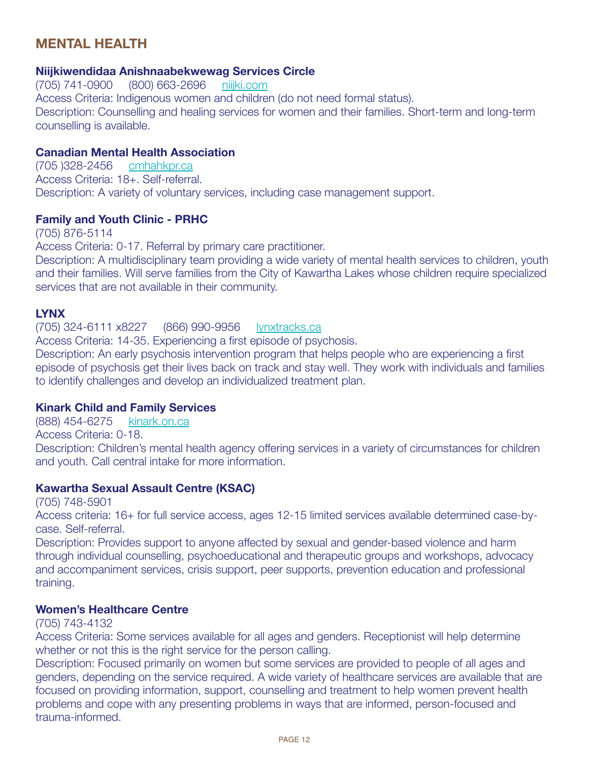## MENTAL HEALTH

**Niijkiwendidaa Anishnaabekwewag Services Circle**
(705) 741-0900  (800) 663-2696  niijki.com
Access Criteria: Indigenous women and children (do not need formal status).
Description: Counselling and healing services for women and their families. Short-term and long-term counselling is available.

**Canadian Mental Health Association**
(705 )328-2456  cmhahkpr.ca
Access Criteria: 18+. Self-referral.
Description: A variety of voluntary services, including case management support.

**Family and Youth Clinic - PRHC**
(705) 876-5114
Access Criteria: 0-17. Referral by primary care practitioner.
Description: A multidisciplinary team providing a wide variety of mental health services to children, youth and their families. Will serve families from the City of Kawartha Lakes whose children require specialized services that are not available in their community.

**LYNX**
(705) 324-6111 x8227  (866) 990-9956  lynxtracks.ca
Access Criteria: 14-35. Experiencing a first episode of psychosis.
Description: An early psychosis intervention program that helps people who are experiencing a first episode of psychosis get their lives back on track and stay well. They work with individuals and families to identify challenges and develop an individualized treatment plan.

**Kinark Child and Family Services**
(888) 454-6275  kinark.on.ca
Access Criteria: 0-18.
Description: Children's mental health agency offering services in a variety of circumstances for children and youth. Call central intake for more information.

**Kawartha Sexual Assault Centre (KSAC)**
(705) 748-5901
Access criteria: 16+ for full service access, ages 12-15 limited services available determined case-by-case. Self-referral.
Description: Provides support to anyone affected by sexual and gender-based violence and harm through individual counselling, psychoeducational and therapeutic groups and workshops, advocacy and accompaniment services, crisis support, peer supports, prevention education and professional training.

**Women's Healthcare Centre**
(705) 743-4132
Access Criteria: Some services available for all ages and genders. Receptionist will help determine whether or not this is the right service for the person calling.
Description: Focused primarily on women but some services are provided to people of all ages and genders, depending on the service required. A wide variety of healthcare services are available that are focused on providing information, support, counselling and treatment to help women prevent health problems and cope with any presenting problems in ways that are informed, person-focused and trauma-informed.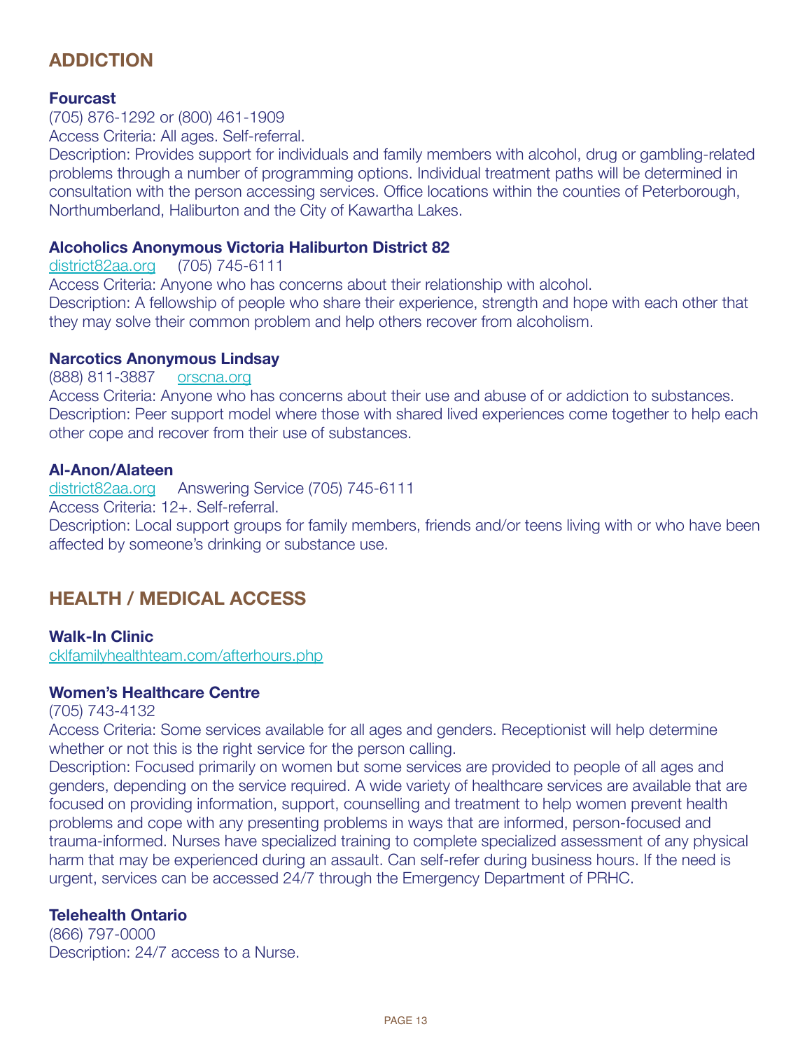## ADDICTION

### Fourcast

(705) 876-1292 or (800) 461-1909

Access Criteria: All ages. Self-referral.

Description: Provides support for individuals and family members with alcohol, drug or gambling-related problems through a number of programming options. Individual treatment paths will be determined in consultation with the person accessing services. Office locations within the counties of Peterborough, Northumberland, Haliburton and the City of Kawartha Lakes.

### Alcoholics Anonymous Victoria Haliburton District 82

district82aa.org    (705) 745-6111

Access Criteria: Anyone who has concerns about their relationship with alcohol.

Description: A fellowship of people who share their experience, strength and hope with each other that they may solve their common problem and help others recover from alcoholism.

### Narcotics Anonymous Lindsay

(888) 811-3887    orscna.org

Access Criteria: Anyone who has concerns about their use and abuse of or addiction to substances.

Description: Peer support model where those with shared lived experiences come together to help each other cope and recover from their use of substances.

### Al-Anon/Alateen

district82aa.org    Answering Service (705) 745-6111

Access Criteria: 12+. Self-referral.

Description: Local support groups for family members, friends and/or teens living with or who have been affected by someone's drinking or substance use.

## HEALTH / MEDICAL ACCESS

### Walk-In Clinic

cklfamilyhealthteam.com/afterhours.php

### Women's Healthcare Centre

(705) 743-4132

Access Criteria: Some services available for all ages and genders. Receptionist will help determine whether or not this is the right service for the person calling.

Description: Focused primarily on women but some services are provided to people of all ages and genders, depending on the service required. A wide variety of healthcare services are available that are focused on providing information, support, counselling and treatment to help women prevent health problems and cope with any presenting problems in ways that are informed, person-focused and trauma-informed. Nurses have specialized training to complete specialized assessment of any physical harm that may be experienced during an assault. Can self-refer during business hours. If the need is urgent, services can be accessed 24/7 through the Emergency Department of PRHC.

### Telehealth Ontario

(866) 797-0000

Description: 24/7 access to a Nurse.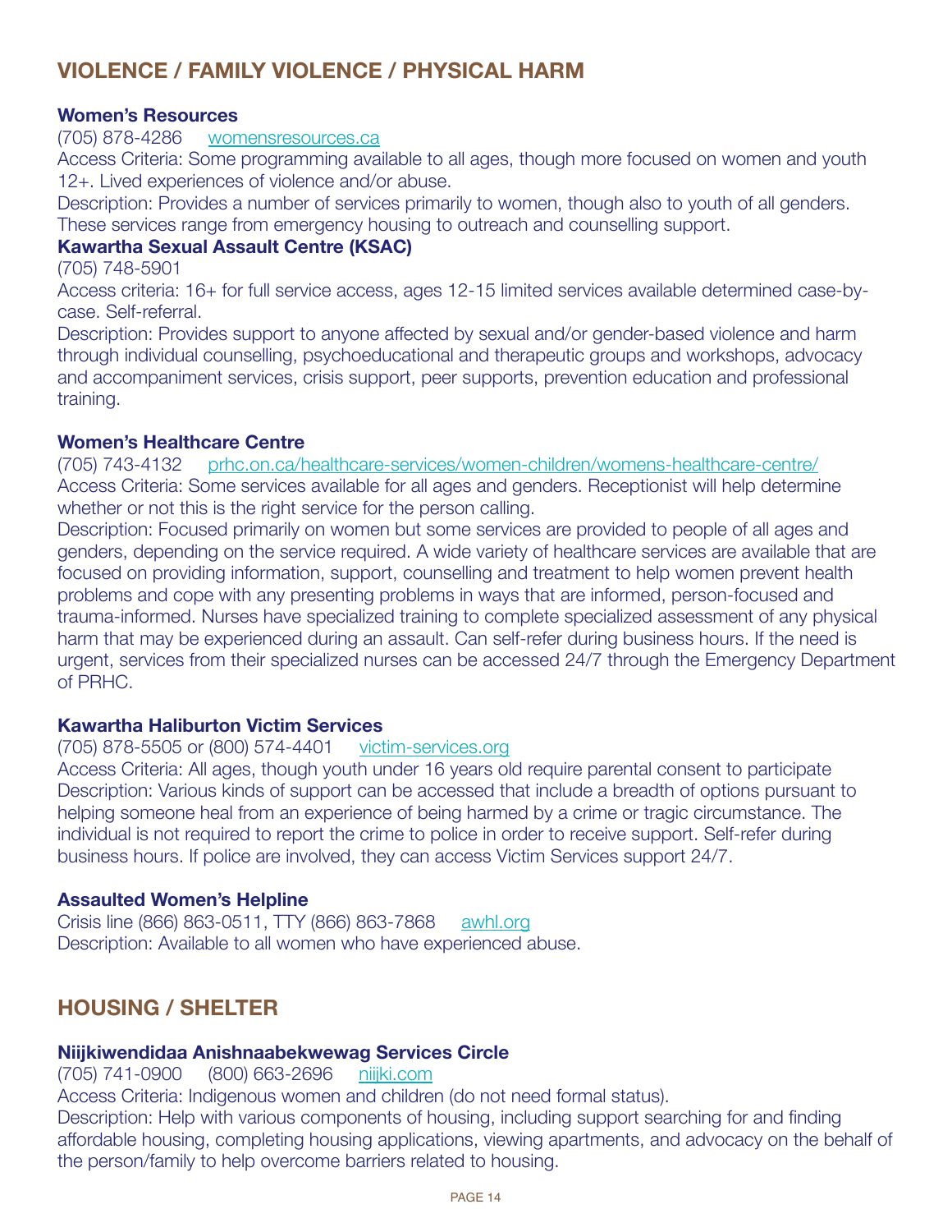## VIOLENCE / FAMILY VIOLENCE / PHYSICAL HARM

**Women's Resources**

(705) 878-4286 womensresources.ca

Access Criteria: Some programming available to all ages, though more focused on women and youth 12+. Lived experiences of violence and/or abuse.

Description: Provides a number of services primarily to women, though also to youth of all genders. These services range from emergency housing to outreach and counselling support.

**Kawartha Sexual Assault Centre (KSAC)**

(705) 748-5901

Access criteria: 16+ for full service access, ages 12-15 limited services available determined case-by-case. Self-referral.

Description: Provides support to anyone affected by sexual and/or gender-based violence and harm through individual counselling, psychoeducational and therapeutic groups and workshops, advocacy and accompaniment services, crisis support, peer supports, prevention education and professional training.

**Women's Healthcare Centre**

(705) 743-4132 prhc.on.ca/healthcare-services/women-children/womens-healthcare-centre/

Access Criteria: Some services available for all ages and genders. Receptionist will help determine whether or not this is the right service for the person calling.

Description: Focused primarily on women but some services are provided to people of all ages and genders, depending on the service required. A wide variety of healthcare services are available that are focused on providing information, support, counselling and treatment to help women prevent health problems and cope with any presenting problems in ways that are informed, person-focused and trauma-informed. Nurses have specialized training to complete specialized assessment of any physical harm that may be experienced during an assault. Can self-refer during business hours. If the need is urgent, services from their specialized nurses can be accessed 24/7 through the Emergency Department of PRHC.

**Kawartha Haliburton Victim Services**

(705) 878-5505 or (800) 574-4401 victim-services.org

Access Criteria: All ages, though youth under 16 years old require parental consent to participate

Description: Various kinds of support can be accessed that include a breadth of options pursuant to helping someone heal from an experience of being harmed by a crime or tragic circumstance. The individual is not required to report the crime to police in order to receive support. Self-refer during business hours. If police are involved, they can access Victim Services support 24/7.

**Assaulted Women's Helpline**

Crisis line (866) 863-0511, TTY (866) 863-7868 awhl.org

Description: Available to all women who have experienced abuse.

## HOUSING / SHELTER

**Niijkiwendidaa Anishnaabekwewag Services Circle**

(705) 741-0900 (800) 663-2696 niijki.com

Access Criteria: Indigenous women and children (do not need formal status).

Description: Help with various components of housing, including support searching for and finding affordable housing, completing housing applications, viewing apartments, and advocacy on the behalf of the person/family to help overcome barriers related to housing.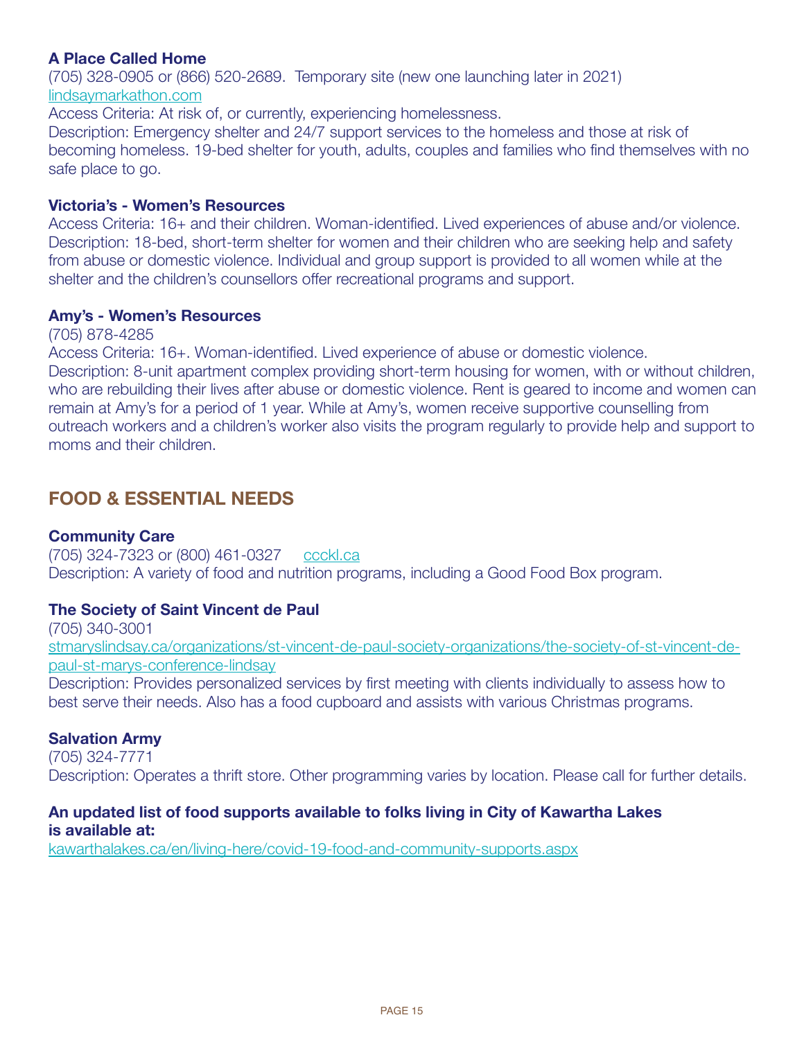### A Place Called Home

(705) 328-0905 or (866) 520-2689. Temporary site (new one launching later in 2021)
lindsaymarkathon.com

Access Criteria: At risk of, or currently, experiencing homelessness.

Description: Emergency shelter and 24/7 support services to the homeless and those at risk of becoming homeless. 19-bed shelter for youth, adults, couples and families who find themselves with no safe place to go.

### Victoria's - Women's Resources

Access Criteria: 16+ and their children. Woman-identified. Lived experiences of abuse and/or violence.

Description: 18-bed, short-term shelter for women and their children who are seeking help and safety from abuse or domestic violence. Individual and group support is provided to all women while at the shelter and the children's counsellors offer recreational programs and support.

### Amy's - Women's Resources

(705) 878-4285

Access Criteria: 16+. Woman-identified. Lived experience of abuse or domestic violence.

Description: 8-unit apartment complex providing short-term housing for women, with or without children, who are rebuilding their lives after abuse or domestic violence. Rent is geared to income and women can remain at Amy's for a period of 1 year. While at Amy's, women receive supportive counselling from outreach workers and a children's worker also visits the program regularly to provide help and support to moms and their children.

## FOOD & ESSENTIAL NEEDS

### Community Care

(705) 324-7323 or (800) 461-0327 ccckl.ca

Description: A variety of food and nutrition programs, including a Good Food Box program.

### The Society of Saint Vincent de Paul

(705) 340-3001
stmaryslindsay.ca/organizations/st-vincent-de-paul-society-organizations/the-society-of-st-vincent-de-paul-st-marys-conference-lindsay

Description: Provides personalized services by first meeting with clients individually to assess how to best serve their needs. Also has a food cupboard and assists with various Christmas programs.

### Salvation Army

(705) 324-7771

Description: Operates a thrift store. Other programming varies by location. Please call for further details.

**An updated list of food supports available to folks living in City of Kawartha Lakes is available at:**
kawarthalakes.ca/en/living-here/covid-19-food-and-community-supports.aspx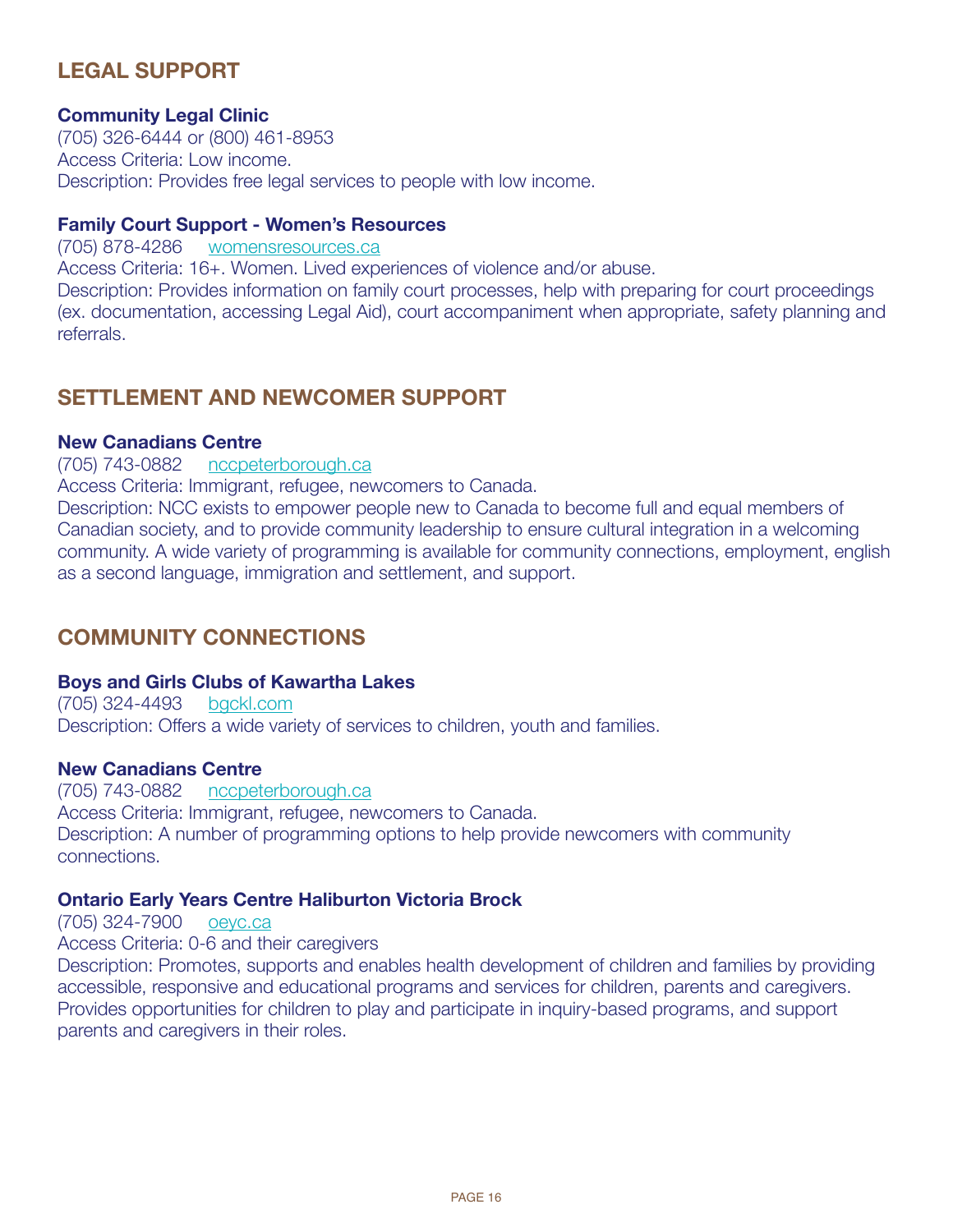## LEGAL SUPPORT

**Community Legal Clinic**
(705) 326-6444 or (800) 461-8953
Access Criteria: Low income.
Description: Provides free legal services to people with low income.

**Family Court Support - Women's Resources**
(705) 878-4286 [womensresources.ca](womensresources.ca)
Access Criteria: 16+. Women. Lived experiences of violence and/or abuse.
Description: Provides information on family court processes, help with preparing for court proceedings (ex. documentation, accessing Legal Aid), court accompaniment when appropriate, safety planning and referrals.

## SETTLEMENT AND NEWCOMER SUPPORT

**New Canadians Centre**
(705) 743-0882 [nccpeterborough.ca](nccpeterborough.ca)
Access Criteria: Immigrant, refugee, newcomers to Canada.
Description: NCC exists to empower people new to Canada to become full and equal members of Canadian society, and to provide community leadership to ensure cultural integration in a welcoming community. A wide variety of programming is available for community connections, employment, english as a second language, immigration and settlement, and support.

## COMMUNITY CONNECTIONS

**Boys and Girls Clubs of Kawartha Lakes**
(705) 324-4493 [bgckl.com](bgckl.com)
Description: Offers a wide variety of services to children, youth and families.

**New Canadians Centre**
(705) 743-0882 [nccpeterborough.ca](nccpeterborough.ca)
Access Criteria: Immigrant, refugee, newcomers to Canada.
Description: A number of programming options to help provide newcomers with community connections.

**Ontario Early Years Centre Haliburton Victoria Brock**
(705) 324-7900 [oeyc.ca](oeyc.ca)
Access Criteria: 0-6 and their caregivers
Description: Promotes, supports and enables health development of children and families by providing accessible, responsive and educational programs and services for children, parents and caregivers. Provides opportunities for children to play and participate in inquiry-based programs, and support parents and caregivers in their roles.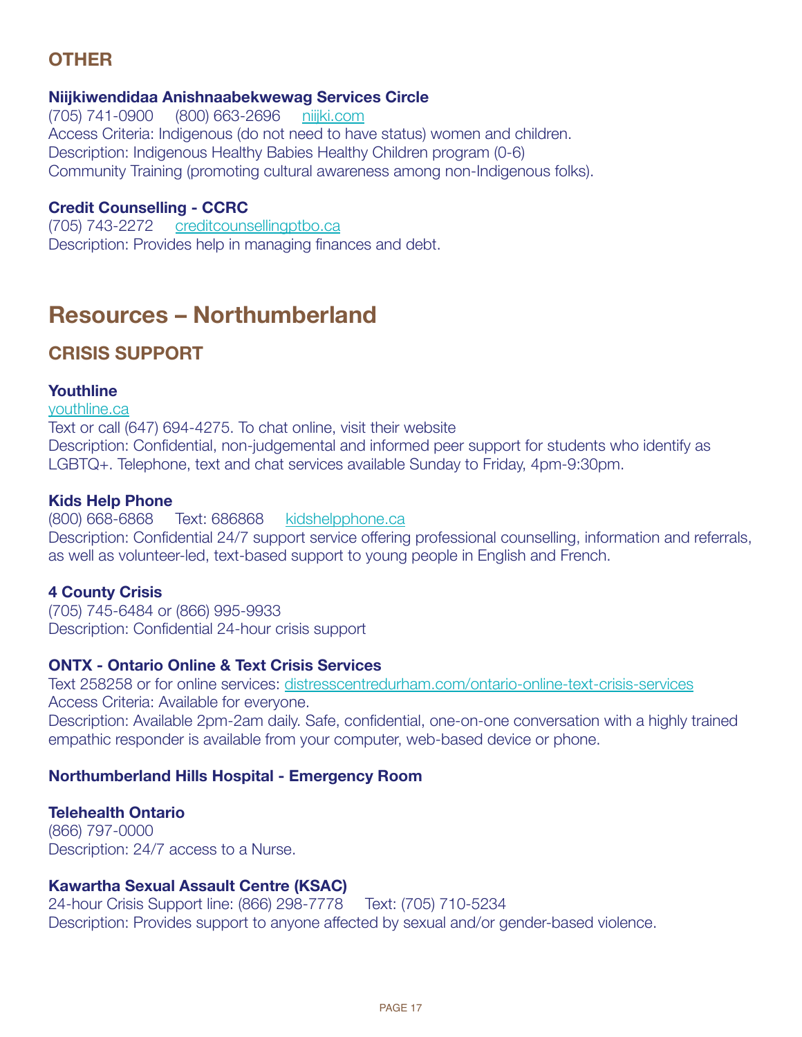## OTHER

**Niijkiwendidaa Anishnaabekwewag Services Circle**
(705) 741-0900 (800) 663-2696 niijki.com
Access Criteria: Indigenous (do not need to have status) women and children.
Description: Indigenous Healthy Babies Healthy Children program (0-6)
Community Training (promoting cultural awareness among non-Indigenous folks).

**Credit Counselling - CCRC**
(705) 743-2272 creditcounsellingptbo.ca
Description: Provides help in managing finances and debt.

# Resources – Northumberland

## CRISIS SUPPORT

**Youthline**
youthline.ca
Text or call (647) 694-4275. To chat online, visit their website
Description: Confidential, non-judgemental and informed peer support for students who identify as LGBTQ+. Telephone, text and chat services available Sunday to Friday, 4pm-9:30pm.

**Kids Help Phone**
(800) 668-6868 Text: 686868 kidshelpphone.ca
Description: Confidential 24/7 support service offering professional counselling, information and referrals, as well as volunteer-led, text-based support to young people in English and French.

**4 County Crisis**
(705) 745-6484 or (866) 995-9933
Description: Confidential 24-hour crisis support

**ONTX - Ontario Online & Text Crisis Services**
Text 258258 or for online services: distresscentredurham.com/ontario-online-text-crisis-services
Access Criteria: Available for everyone.
Description: Available 2pm-2am daily. Safe, confidential, one-on-one conversation with a highly trained empathic responder is available from your computer, web-based device or phone.

**Northumberland Hills Hospital - Emergency Room**

**Telehealth Ontario**
(866) 797-0000
Description: 24/7 access to a Nurse.

**Kawartha Sexual Assault Centre (KSAC)**
24-hour Crisis Support line: (866) 298-7778 Text: (705) 710-5234
Description: Provides support to anyone affected by sexual and/or gender-based violence.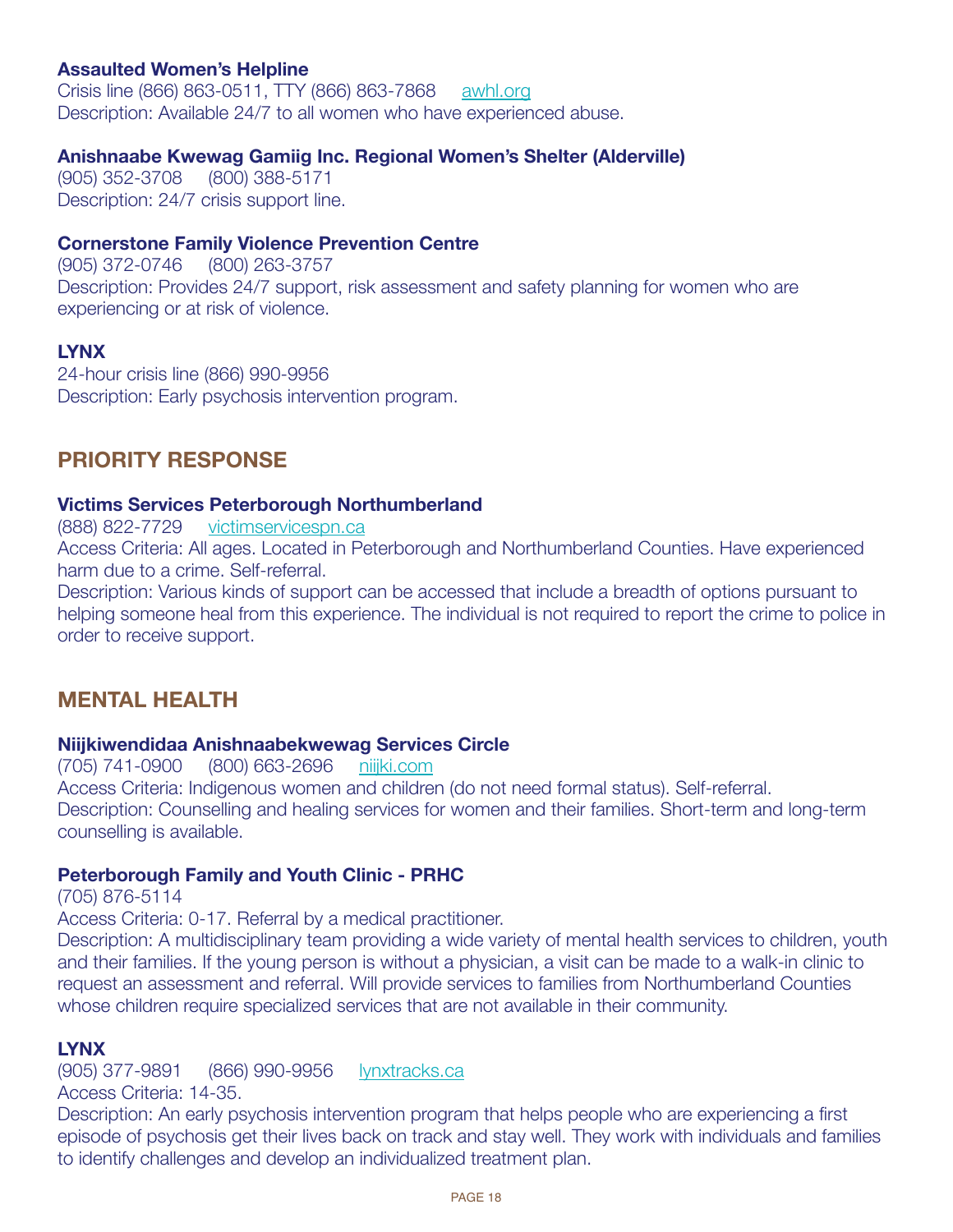**Assaulted Women's Helpline**
Crisis line (866) 863-0511, TTY (866) 863-7868 [awhl.org](awhl.org)
Description: Available 24/7 to all women who have experienced abuse.

**Anishnaabe Kwewag Gamiig Inc. Regional Women's Shelter (Alderville)**
(905) 352-3708 (800) 388-5171
Description: 24/7 crisis support line.

**Cornerstone Family Violence Prevention Centre**
(905) 372-0746 (800) 263-3757
Description: Provides 24/7 support, risk assessment and safety planning for women who are experiencing or at risk of violence.

**LYNX**
24-hour crisis line (866) 990-9956
Description: Early psychosis intervention program.

## PRIORITY RESPONSE

**Victims Services Peterborough Northumberland**
(888) 822-7729 [victimservicespn.ca](victimservicespn.ca)
Access Criteria: All ages. Located in Peterborough and Northumberland Counties. Have experienced harm due to a crime. Self-referral.
Description: Various kinds of support can be accessed that include a breadth of options pursuant to helping someone heal from this experience. The individual is not required to report the crime to police in order to receive support.

## MENTAL HEALTH

**Niijkiwendidaa Anishnaabekwewag Services Circle**
(705) 741-0900 (800) 663-2696 [niijki.com](niijki.com)
Access Criteria: Indigenous women and children (do not need formal status). Self-referral.
Description: Counselling and healing services for women and their families. Short-term and long-term counselling is available.

**Peterborough Family and Youth Clinic - PRHC**
(705) 876-5114
Access Criteria: 0-17. Referral by a medical practitioner.
Description: A multidisciplinary team providing a wide variety of mental health services to children, youth and their families. If the young person is without a physician, a visit can be made to a walk-in clinic to request an assessment and referral. Will provide services to families from Northumberland Counties whose children require specialized services that are not available in their community.

**LYNX**
(905) 377-9891 (866) 990-9956 [lynxtracks.ca](lynxtracks.ca)
Access Criteria: 14-35.
Description: An early psychosis intervention program that helps people who are experiencing a first episode of psychosis get their lives back on track and stay well. They work with individuals and families to identify challenges and develop an individualized treatment plan.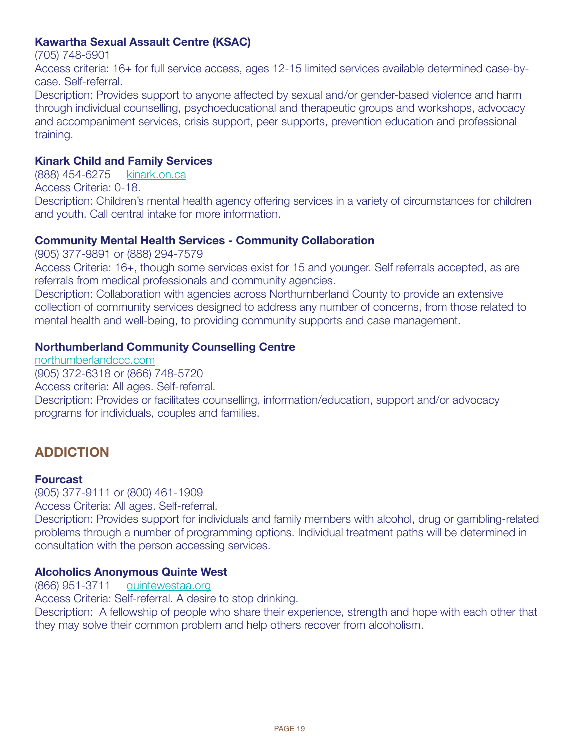**Kawartha Sexual Assault Centre (KSAC)**
(705) 748-5901
Access criteria: 16+ for full service access, ages 12-15 limited services available determined case-by-case. Self-referral.
Description: Provides support to anyone affected by sexual and/or gender-based violence and harm through individual counselling, psychoeducational and therapeutic groups and workshops, advocacy and accompaniment services, crisis support, peer supports, prevention education and professional training.

**Kinark Child and Family Services**
(888) 454-6275 kinark.on.ca
Access Criteria: 0-18.
Description: Children's mental health agency offering services in a variety of circumstances for children and youth. Call central intake for more information.

**Community Mental Health Services - Community Collaboration**
(905) 377-9891 or (888) 294-7579
Access Criteria: 16+, though some services exist for 15 and younger. Self referrals accepted, as are referrals from medical professionals and community agencies.
Description: Collaboration with agencies across Northumberland County to provide an extensive collection of community services designed to address any number of concerns, from those related to mental health and well-being, to providing community supports and case management.

**Northumberland Community Counselling Centre**
northumberlandccc.com
(905) 372-6318 or (866) 748-5720
Access criteria: All ages. Self-referral.
Description: Provides or facilitates counselling, information/education, support and/or advocacy programs for individuals, couples and families.

## ADDICTION

**Fourcast**
(905) 377-9111 or (800) 461-1909
Access Criteria: All ages. Self-referral.
Description: Provides support for individuals and family members with alcohol, drug or gambling-related problems through a number of programming options. Individual treatment paths will be determined in consultation with the person accessing services.

**Alcoholics Anonymous Quinte West**
(866) 951-3711 quintewestaa.org
Access Criteria: Self-referral. A desire to stop drinking.
Description: A fellowship of people who share their experience, strength and hope with each other that they may solve their common problem and help others recover from alcoholism.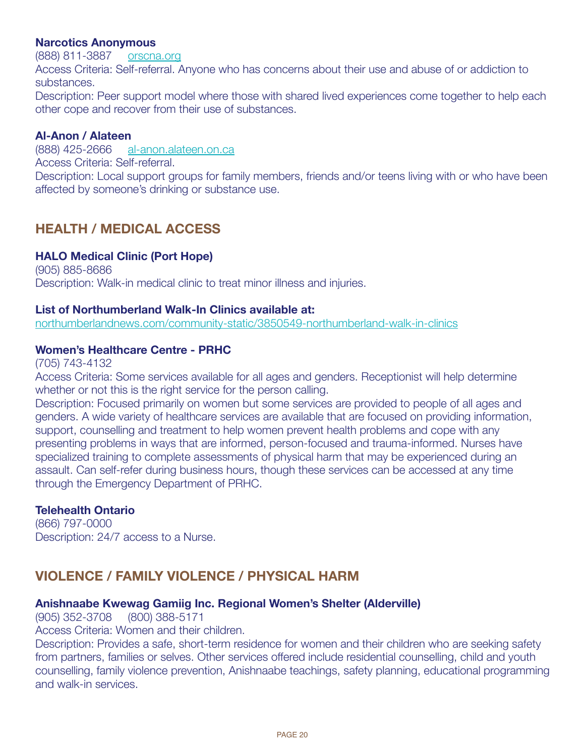### Narcotics Anonymous

(888) 811-3887 orscna.org

Access Criteria: Self-referral. Anyone who has concerns about their use and abuse of or addiction to substances.

Description: Peer support model where those with shared lived experiences come together to help each other cope and recover from their use of substances.

### Al-Anon / Alateen

(888) 425-2666 al-anon.alateen.on.ca

Access Criteria: Self-referral.

Description: Local support groups for family members, friends and/or teens living with or who have been affected by someone's drinking or substance use.

## HEALTH / MEDICAL ACCESS

### HALO Medical Clinic (Port Hope)

(905) 885-8686

Description: Walk-in medical clinic to treat minor illness and injuries.

### List of Northumberland Walk-In Clinics available at:

northumberlandnews.com/community-static/3850549-northumberland-walk-in-clinics

### Women's Healthcare Centre - PRHC

(705) 743-4132

Access Criteria: Some services available for all ages and genders. Receptionist will help determine whether or not this is the right service for the person calling.

Description: Focused primarily on women but some services are provided to people of all ages and genders. A wide variety of healthcare services are available that are focused on providing information, support, counselling and treatment to help women prevent health problems and cope with any presenting problems in ways that are informed, person-focused and trauma-informed. Nurses have specialized training to complete assessments of physical harm that may be experienced during an assault. Can self-refer during business hours, though these services can be accessed at any time through the Emergency Department of PRHC.

### Telehealth Ontario

(866) 797-0000

Description: 24/7 access to a Nurse.

## VIOLENCE / FAMILY VIOLENCE / PHYSICAL HARM

### Anishnaabe Kwewag Gamiig Inc. Regional Women's Shelter (Alderville)

(905) 352-3708 (800) 388-5171

Access Criteria: Women and their children.

Description: Provides a safe, short-term residence for women and their children who are seeking safety from partners, families or selves. Other services offered include residential counselling, child and youth counselling, family violence prevention, Anishnaabe teachings, safety planning, educational programming and walk-in services.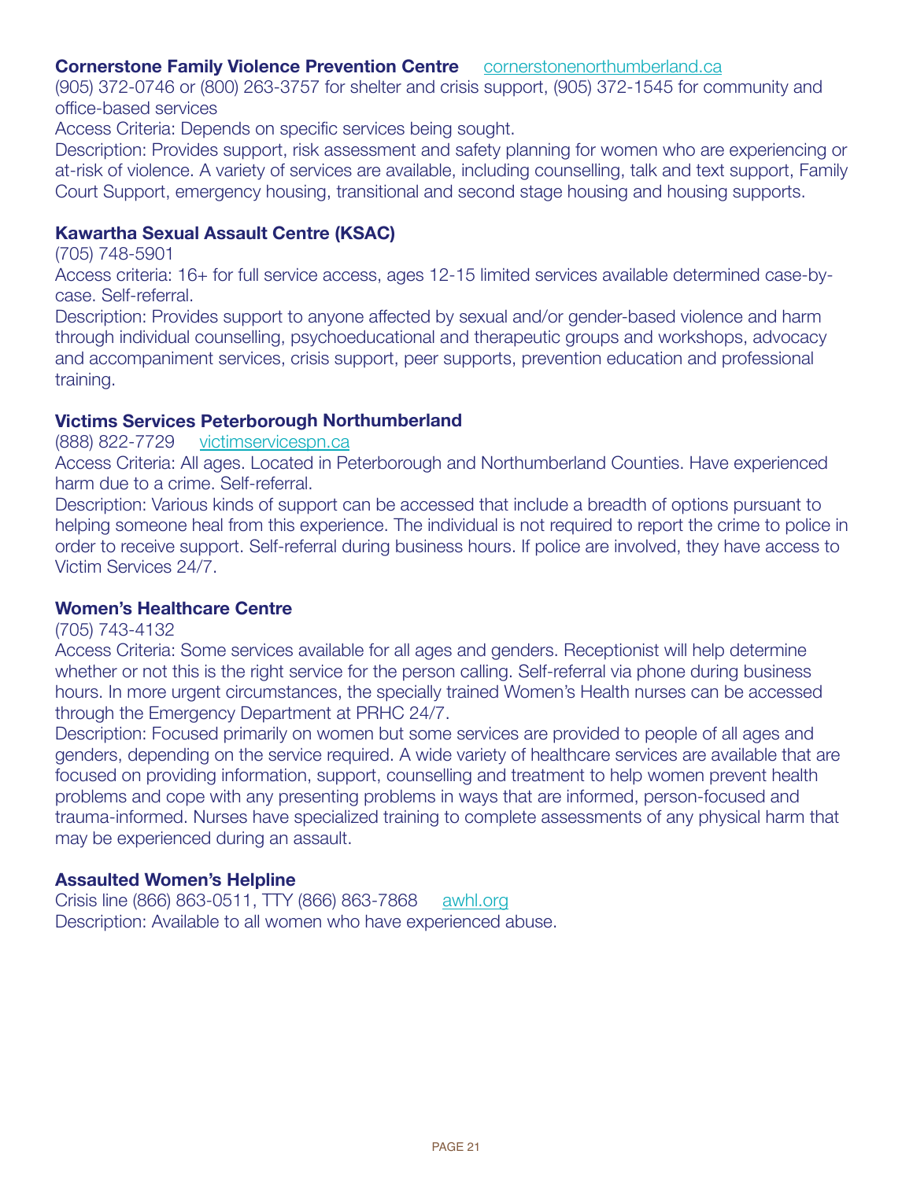**Cornerstone Family Violence Prevention Centre** cornerstonenorthumberland.ca
(905) 372-0746 or (800) 263-3757 for shelter and crisis support, (905) 372-1545 for community and office-based services
Access Criteria: Depends on specific services being sought.
Description: Provides support, risk assessment and safety planning for women who are experiencing or at-risk of violence. A variety of services are available, including counselling, talk and text support, Family Court Support, emergency housing, transitional and second stage housing and housing supports.

**Kawartha Sexual Assault Centre (KSAC)**
(705) 748-5901
Access criteria: 16+ for full service access, ages 12-15 limited services available determined case-by-case. Self-referral.
Description: Provides support to anyone affected by sexual and/or gender-based violence and harm through individual counselling, psychoeducational and therapeutic groups and workshops, advocacy and accompaniment services, crisis support, peer supports, prevention education and professional training.

**Victims Services Peterborough Northumberland**
(888) 822-7729 victimservicespn.ca
Access Criteria: All ages. Located in Peterborough and Northumberland Counties. Have experienced harm due to a crime. Self-referral.
Description: Various kinds of support can be accessed that include a breadth of options pursuant to helping someone heal from this experience. The individual is not required to report the crime to police in order to receive support. Self-referral during business hours. If police are involved, they have access to Victim Services 24/7.

**Women's Healthcare Centre**
(705) 743-4132
Access Criteria: Some services available for all ages and genders. Receptionist will help determine whether or not this is the right service for the person calling. Self-referral via phone during business hours. In more urgent circumstances, the specially trained Women's Health nurses can be accessed through the Emergency Department at PRHC 24/7.
Description: Focused primarily on women but some services are provided to people of all ages and genders, depending on the service required. A wide variety of healthcare services are available that are focused on providing information, support, counselling and treatment to help women prevent health problems and cope with any presenting problems in ways that are informed, person-focused and trauma-informed. Nurses have specialized training to complete assessments of any physical harm that may be experienced during an assault.

**Assaulted Women's Helpline**
Crisis line (866) 863-0511, TTY (866) 863-7868 awhl.org
Description: Available to all women who have experienced abuse.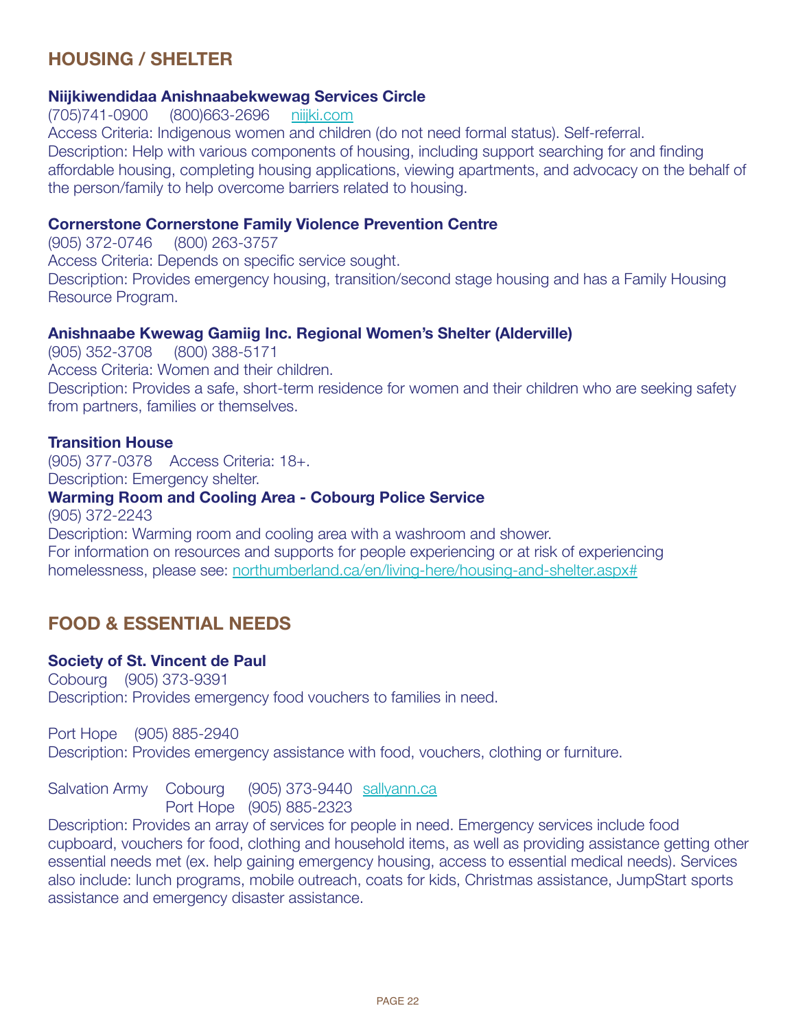## HOUSING / SHELTER

### Niijkiwendidaa Anishnaabekwewag Services Circle

(705)741-0900   (800)663-2696   niijki.com

Access Criteria: Indigenous women and children (do not need formal status). Self-referral.

Description: Help with various components of housing, including support searching for and finding affordable housing, completing housing applications, viewing apartments, and advocacy on the behalf of the person/family to help overcome barriers related to housing.

### Cornerstone Cornerstone Family Violence Prevention Centre

(905) 372-0746   (800) 263-3757

Access Criteria: Depends on specific service sought.

Description: Provides emergency housing, transition/second stage housing and has a Family Housing Resource Program.

### Anishnaabe Kwewag Gamiig Inc. Regional Women's Shelter (Alderville)

(905) 352-3708   (800) 388-5171

Access Criteria: Women and their children.

Description: Provides a safe, short-term residence for women and their children who are seeking safety from partners, families or themselves.

### Transition House

(905) 377-0378   Access Criteria: 18+.

Description: Emergency shelter.

### Warming Room and Cooling Area - Cobourg Police Service

(905) 372-2243

Description: Warming room and cooling area with a washroom and shower.

For information on resources and supports for people experiencing or at risk of experiencing homelessness, please see: northumberland.ca/en/living-here/housing-and-shelter.aspx#

## FOOD & ESSENTIAL NEEDS

### Society of St. Vincent de Paul

Cobourg   (905) 373-9391

Description: Provides emergency food vouchers to families in need.

Port Hope   (905) 885-2940

Description: Provides emergency assistance with food, vouchers, clothing or furniture.

Salvation Army   Cobourg   (905) 373-9440   sallyann.ca
Port Hope   (905) 885-2323

Description: Provides an array of services for people in need. Emergency services include food cupboard, vouchers for food, clothing and household items, as well as providing assistance getting other essential needs met (ex. help gaining emergency housing, access to essential medical needs). Services also include: lunch programs, mobile outreach, coats for kids, Christmas assistance, JumpStart sports assistance and emergency disaster assistance.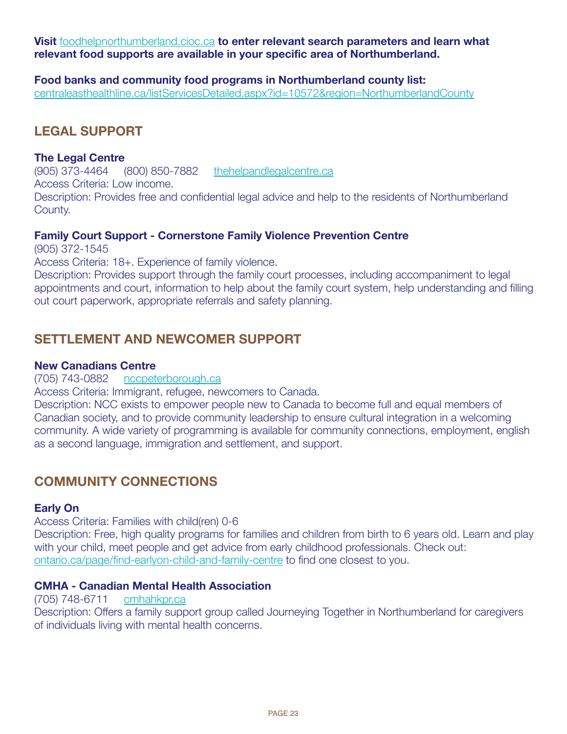**Visit** foodhelpnorthumberland.cioc.ca **to enter relevant search parameters and learn what relevant food supports are available in your specific area of Northumberland.**

**Food banks and community food programs in Northumberland county list:**
centraleasthealthline.ca/listServicesDetailed.aspx?id=10572&region=NorthumberlandCounty

## LEGAL SUPPORT

**The Legal Centre**
(905) 373-4464 (800) 850-7882 thehelpandlegalcentre.ca
Access Criteria: Low income.
Description: Provides free and confidential legal advice and help to the residents of Northumberland County.

**Family Court Support - Cornerstone Family Violence Prevention Centre**
(905) 372-1545
Access Criteria: 18+. Experience of family violence.
Description: Provides support through the family court processes, including accompaniment to legal appointments and court, information to help about the family court system, help understanding and filling out court paperwork, appropriate referrals and safety planning.

## SETTLEMENT AND NEWCOMER SUPPORT

**New Canadians Centre**
(705) 743-0882 nccpeterborough.ca
Access Criteria: Immigrant, refugee, newcomers to Canada.
Description: NCC exists to empower people new to Canada to become full and equal members of Canadian society, and to provide community leadership to ensure cultural integration in a welcoming community. A wide variety of programming is available for community connections, employment, english as a second language, immigration and settlement, and support.

## COMMUNITY CONNECTIONS

**Early On**
Access Criteria: Families with child(ren) 0-6
Description: Free, high quality programs for families and children from birth to 6 years old. Learn and play with your child, meet people and get advice from early childhood professionals. Check out: ontario.ca/page/find-earlyon-child-and-family-centre to find one closest to you.

**CMHA - Canadian Mental Health Association**
(705) 748-6711 cmhahkpr.ca
Description: Offers a family support group called Journeying Together in Northumberland for caregivers of individuals living with mental health concerns.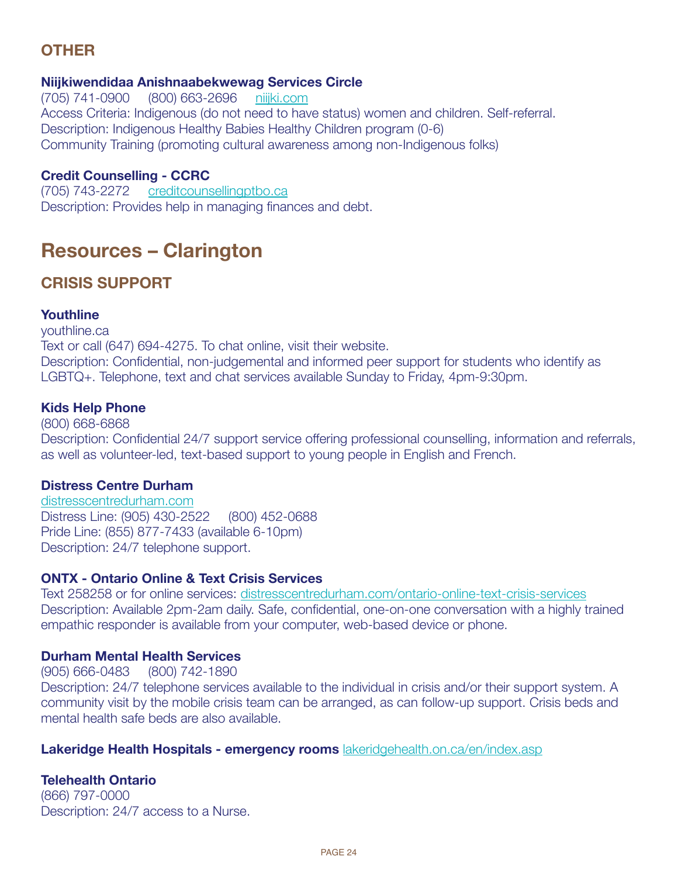## OTHER

**Niijkiwendidaa Anishnaabekwewag Services Circle**
(705) 741-0900    (800) 663-2696    niijki.com
Access Criteria: Indigenous (do not need to have status) women and children. Self-referral.
Description: Indigenous Healthy Babies Healthy Children program (0-6)
Community Training (promoting cultural awareness among non-Indigenous folks)

**Credit Counselling - CCRC**
(705) 743-2272    creditcounsellingptbo.ca
Description: Provides help in managing finances and debt.

# Resources – Clarington

## CRISIS SUPPORT

**Youthline**
youthline.ca
Text or call (647) 694-4275. To chat online, visit their website.
Description: Confidential, non-judgemental and informed peer support for students who identify as LGBTQ+. Telephone, text and chat services available Sunday to Friday, 4pm-9:30pm.

**Kids Help Phone**
(800) 668-6868
Description: Confidential 24/7 support service offering professional counselling, information and referrals, as well as volunteer-led, text-based support to young people in English and French.

**Distress Centre Durham**
distresscentredurham.com
Distress Line: (905) 430-2522    (800) 452-0688
Pride Line: (855) 877-7433 (available 6-10pm)
Description: 24/7 telephone support.

**ONTX - Ontario Online & Text Crisis Services**
Text 258258 or for online services: distresscentredurham.com/ontario-online-text-crisis-services
Description: Available 2pm-2am daily. Safe, confidential, one-on-one conversation with a highly trained empathic responder is available from your computer, web-based device or phone.

**Durham Mental Health Services**
(905) 666-0483    (800) 742-1890
Description: 24/7 telephone services available to the individual in crisis and/or their support system. A community visit by the mobile crisis team can be arranged, as can follow-up support. Crisis beds and mental health safe beds are also available.

**Lakeridge Health Hospitals - emergency rooms** lakeridgehealth.on.ca/en/index.asp

**Telehealth Ontario**
(866) 797-0000
Description: 24/7 access to a Nurse.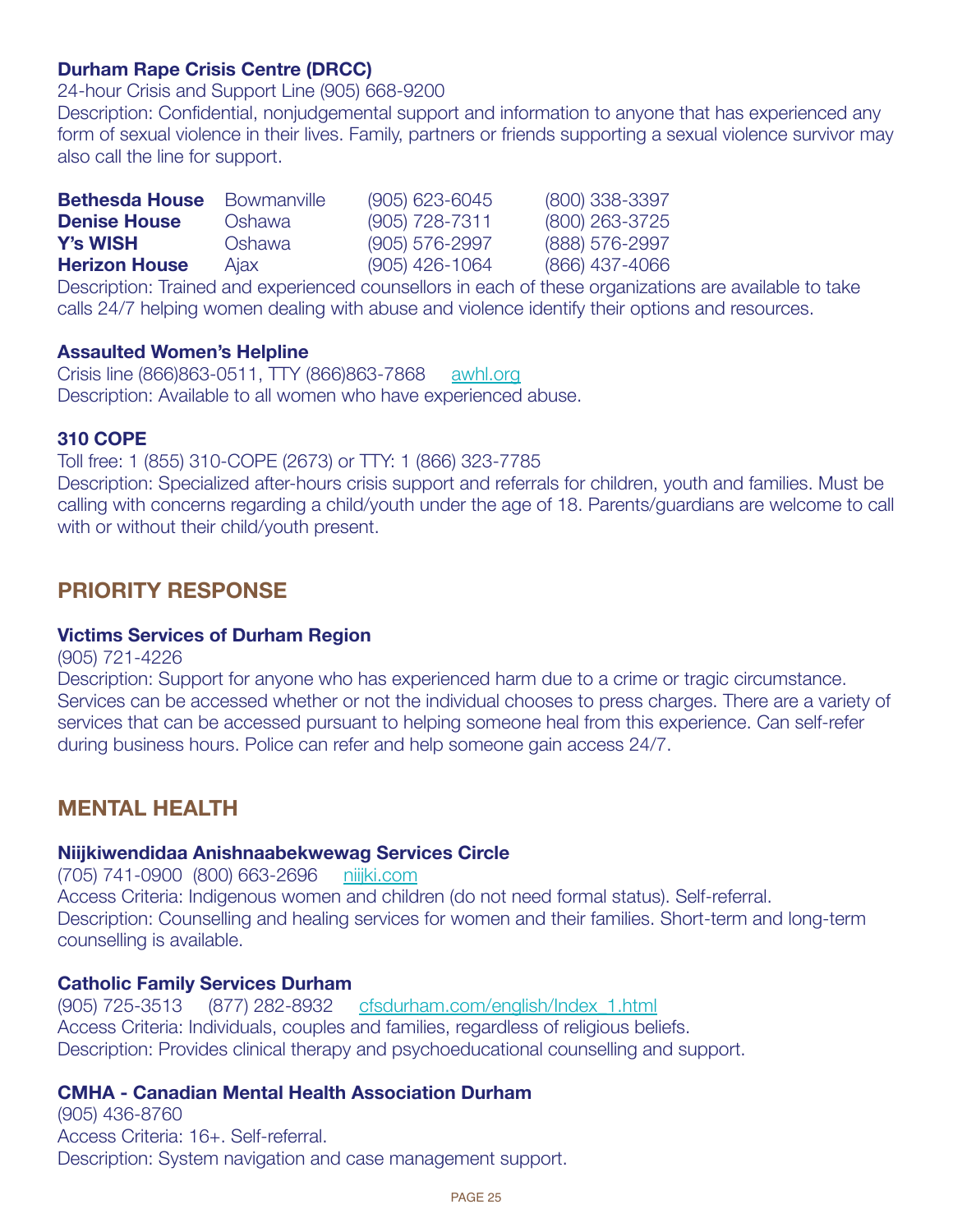**Durham Rape Crisis Centre (DRCC)**

24-hour Crisis and Support Line (905) 668-9200

Description: Confidential, nonjudgemental support and information to anyone that has experienced any form of sexual violence in their lives. Family, partners or friends supporting a sexual violence survivor may also call the line for support.

| | | | |
|---|---|---|---|
| **Bethesda House** | Bowmanville | (905) 623-6045 | (800) 338-3397 |
| **Denise House** | Oshawa | (905) 728-7311 | (800) 263-3725 |
| **Y's WISH** | Oshawa | (905) 576-2997 | (888) 576-2997 |
| **Herizon House** | Ajax | (905) 426-1064 | (866) 437-4066 |

Description: Trained and experienced counsellors in each of these organizations are available to take calls 24/7 helping women dealing with abuse and violence identify their options and resources.

**Assaulted Women's Helpline**

Crisis line (866)863-0511, TTY (866)863-7868 awhl.org

Description: Available to all women who have experienced abuse.

**310 COPE**

Toll free: 1 (855) 310-COPE (2673) or TTY: 1 (866) 323-7785

Description: Specialized after-hours crisis support and referrals for children, youth and families. Must be calling with concerns regarding a child/youth under the age of 18. Parents/guardians are welcome to call with or without their child/youth present.

## PRIORITY RESPONSE

**Victims Services of Durham Region**

(905) 721-4226

Description: Support for anyone who has experienced harm due to a crime or tragic circumstance. Services can be accessed whether or not the individual chooses to press charges. There are a variety of services that can be accessed pursuant to helping someone heal from this experience. Can self-refer during business hours. Police can refer and help someone gain access 24/7.

## MENTAL HEALTH

**Niijkiwendidaa Anishnaabekwewag Services Circle**

(705) 741-0900 (800) 663-2696 niijki.com

Access Criteria: Indigenous women and children (do not need formal status). Self-referral.

Description: Counselling and healing services for women and their families. Short-term and long-term counselling is available.

**Catholic Family Services Durham**

(905) 725-3513 (877) 282-8932 cfsdurham.com/english/Index_1.html

Access Criteria: Individuals, couples and families, regardless of religious beliefs.

Description: Provides clinical therapy and psychoeducational counselling and support.

**CMHA - Canadian Mental Health Association Durham**

(905) 436-8760

Access Criteria: 16+. Self-referral.

Description: System navigation and case management support.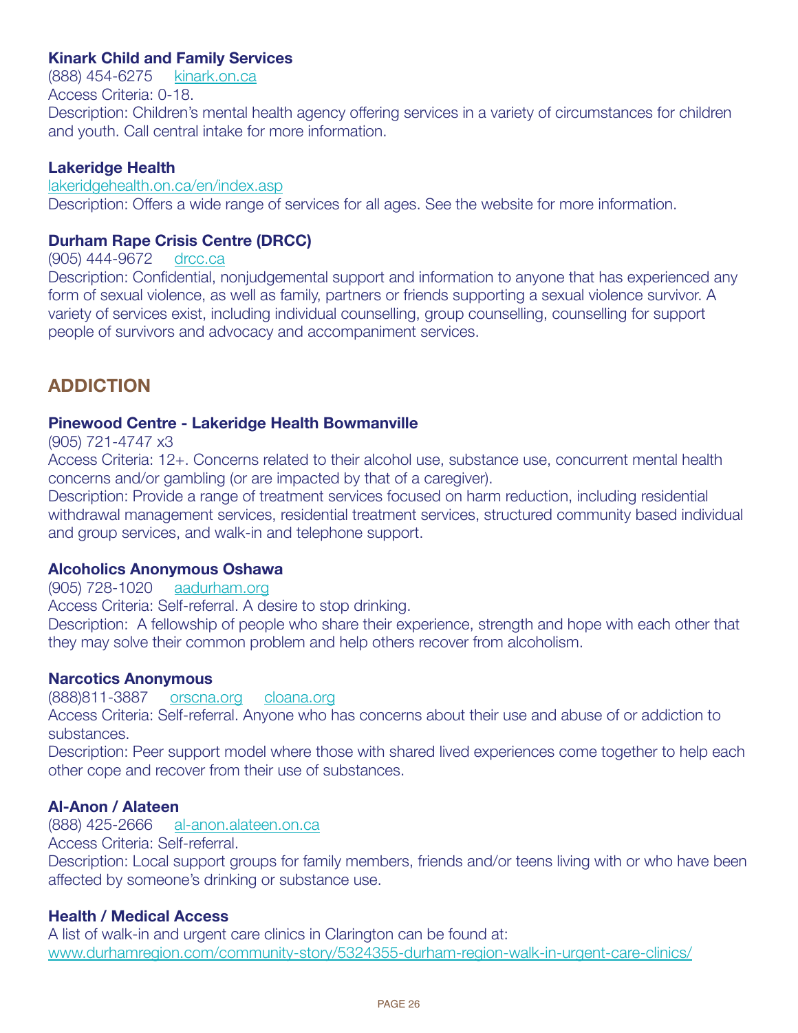### Kinark Child and Family Services

(888) 454-6275 [kinark.on.ca](kinark.on.ca)

Access Criteria: 0-18.

Description: Children's mental health agency offering services in a variety of circumstances for children and youth. Call central intake for more information.

### Lakeridge Health

[lakeridgehealth.on.ca/en/index.asp](lakeridgehealth.on.ca/en/index.asp)

Description: Offers a wide range of services for all ages. See the website for more information.

### Durham Rape Crisis Centre (DRCC)

(905) 444-9672 [drcc.ca](drcc.ca)

Description: Confidential, nonjudgemental support and information to anyone that has experienced any form of sexual violence, as well as family, partners or friends supporting a sexual violence survivor. A variety of services exist, including individual counselling, group counselling, counselling for support people of survivors and advocacy and accompaniment services.

## ADDICTION

### Pinewood Centre - Lakeridge Health Bowmanville

(905) 721-4747 x3

Access Criteria: 12+. Concerns related to their alcohol use, substance use, concurrent mental health concerns and/or gambling (or are impacted by that of a caregiver).

Description: Provide a range of treatment services focused on harm reduction, including residential withdrawal management services, residential treatment services, structured community based individual and group services, and walk-in and telephone support.

### Alcoholics Anonymous Oshawa

(905) 728-1020 [aadurham.org](aadurham.org)

Access Criteria: Self-referral. A desire to stop drinking.

Description: A fellowship of people who share their experience, strength and hope with each other that they may solve their common problem and help others recover from alcoholism.

### Narcotics Anonymous

(888)811-3887 [orscna.org](orscna.org) [cloana.org](cloana.org)

Access Criteria: Self-referral. Anyone who has concerns about their use and abuse of or addiction to substances.

Description: Peer support model where those with shared lived experiences come together to help each other cope and recover from their use of substances.

### Al-Anon / Alateen

(888) 425-2666 [al-anon.alateen.on.ca](al-anon.alateen.on.ca)

Access Criteria: Self-referral.

Description: Local support groups for family members, friends and/or teens living with or who have been affected by someone's drinking or substance use.

### Health / Medical Access

A list of walk-in and urgent care clinics in Clarington can be found at:
[www.durhamregion.com/community-story/5324355-durham-region-walk-in-urgent-care-clinics/](www.durhamregion.com/community-story/5324355-durham-region-walk-in-urgent-care-clinics/)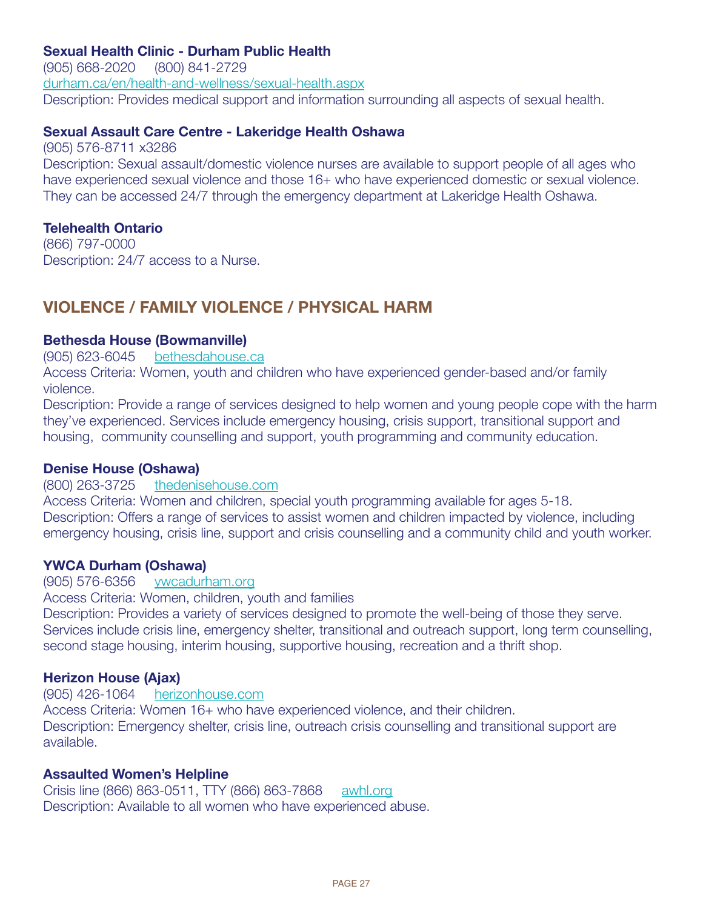**Sexual Health Clinic - Durham Public Health**
(905) 668-2020  (800) 841-2729
durham.ca/en/health-and-wellness/sexual-health.aspx
Description: Provides medical support and information surrounding all aspects of sexual health.

**Sexual Assault Care Centre - Lakeridge Health Oshawa**
(905) 576-8711 x3286
Description: Sexual assault/domestic violence nurses are available to support people of all ages who have experienced sexual violence and those 16+ who have experienced domestic or sexual violence. They can be accessed 24/7 through the emergency department at Lakeridge Health Oshawa.

**Telehealth Ontario**
(866) 797-0000
Description: 24/7 access to a Nurse.

## VIOLENCE / FAMILY VIOLENCE / PHYSICAL HARM

**Bethesda House (Bowmanville)**
(905) 623-6045  bethesdahouse.ca
Access Criteria: Women, youth and children who have experienced gender-based and/or family violence.
Description: Provide a range of services designed to help women and young people cope with the harm they've experienced. Services include emergency housing, crisis support, transitional support and housing, community counselling and support, youth programming and community education.

**Denise House (Oshawa)**
(800) 263-3725  thedenisehouse.com
Access Criteria: Women and children, special youth programming available for ages 5-18.
Description: Offers a range of services to assist women and children impacted by violence, including emergency housing, crisis line, support and crisis counselling and a community child and youth worker.

**YWCA Durham (Oshawa)**
(905) 576-6356  ywcadurham.org
Access Criteria: Women, children, youth and families
Description: Provides a variety of services designed to promote the well-being of those they serve. Services include crisis line, emergency shelter, transitional and outreach support, long term counselling, second stage housing, interim housing, supportive housing, recreation and a thrift shop.

**Herizon House (Ajax)**
(905) 426-1064  herizonhouse.com
Access Criteria: Women 16+ who have experienced violence, and their children.
Description: Emergency shelter, crisis line, outreach crisis counselling and transitional support are available.

**Assaulted Women's Helpline**
Crisis line (866) 863-0511, TTY (866) 863-7868  awhl.org
Description: Available to all women who have experienced abuse.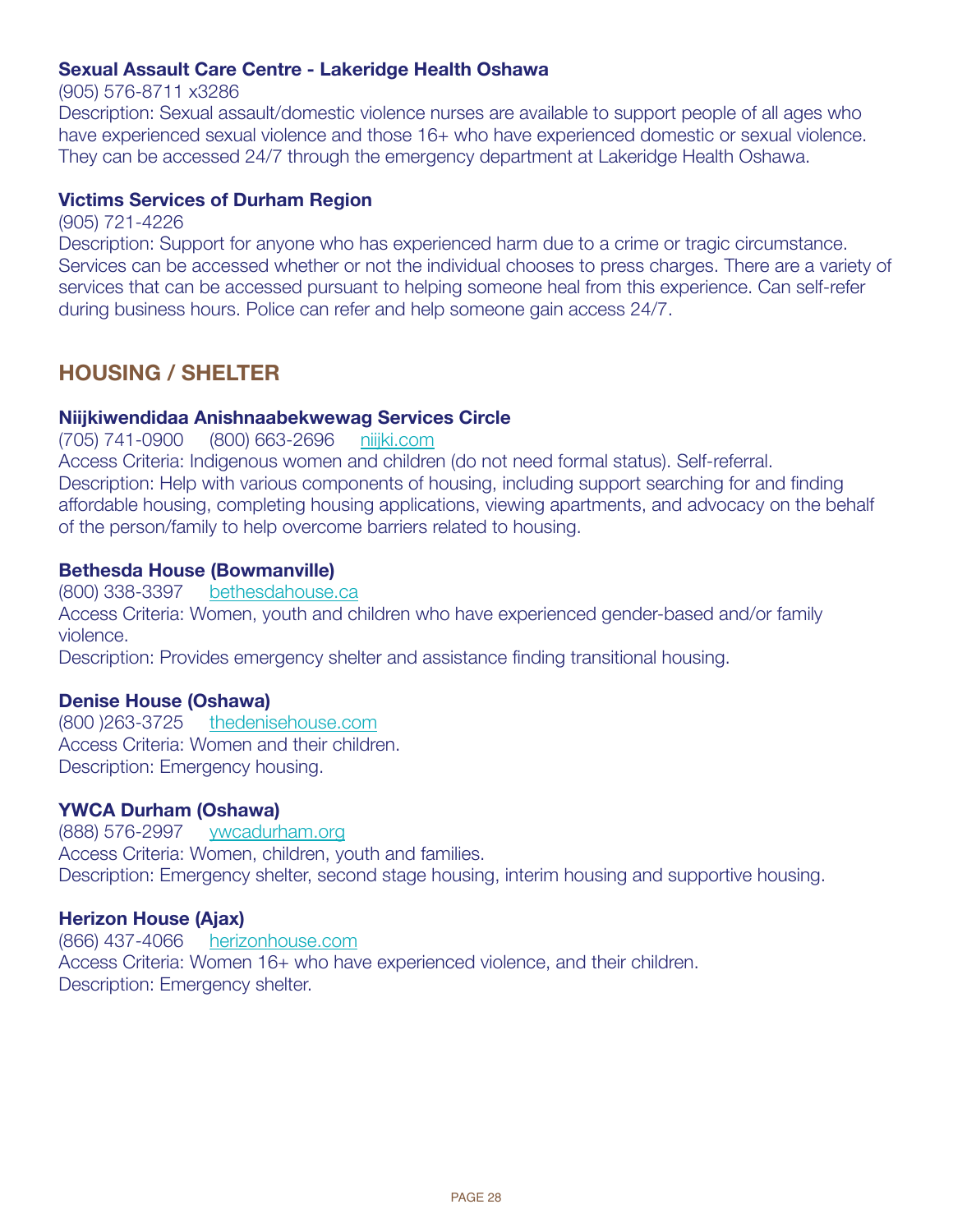**Sexual Assault Care Centre - Lakeridge Health Oshawa**

(905) 576-8711 x3286

Description: Sexual assault/domestic violence nurses are available to support people of all ages who have experienced sexual violence and those 16+ who have experienced domestic or sexual violence. They can be accessed 24/7 through the emergency department at Lakeridge Health Oshawa.

**Victims Services of Durham Region**

(905) 721-4226

Description: Support for anyone who has experienced harm due to a crime or tragic circumstance. Services can be accessed whether or not the individual chooses to press charges. There are a variety of services that can be accessed pursuant to helping someone heal from this experience. Can self-refer during business hours. Police can refer and help someone gain access 24/7.

## HOUSING / SHELTER

**Niijkiwendidaa Anishnaabekwewag Services Circle**

(705) 741-0900    (800) 663-2696    niijki.com

Access Criteria: Indigenous women and children (do not need formal status). Self-referral.

Description: Help with various components of housing, including support searching for and finding affordable housing, completing housing applications, viewing apartments, and advocacy on the behalf of the person/family to help overcome barriers related to housing.

**Bethesda House (Bowmanville)**

(800) 338-3397    bethesdahouse.ca

Access Criteria: Women, youth and children who have experienced gender-based and/or family violence.

Description: Provides emergency shelter and assistance finding transitional housing.

**Denise House (Oshawa)**

(800 )263-3725    thedenisehouse.com

Access Criteria: Women and their children.

Description: Emergency housing.

**YWCA Durham (Oshawa)**

(888) 576-2997    ywcadurham.org

Access Criteria: Women, children, youth and families.

Description: Emergency shelter, second stage housing, interim housing and supportive housing.

**Herizon House (Ajax)**

(866) 437-4066    herizonhouse.com

Access Criteria: Women 16+ who have experienced violence, and their children.

Description: Emergency shelter.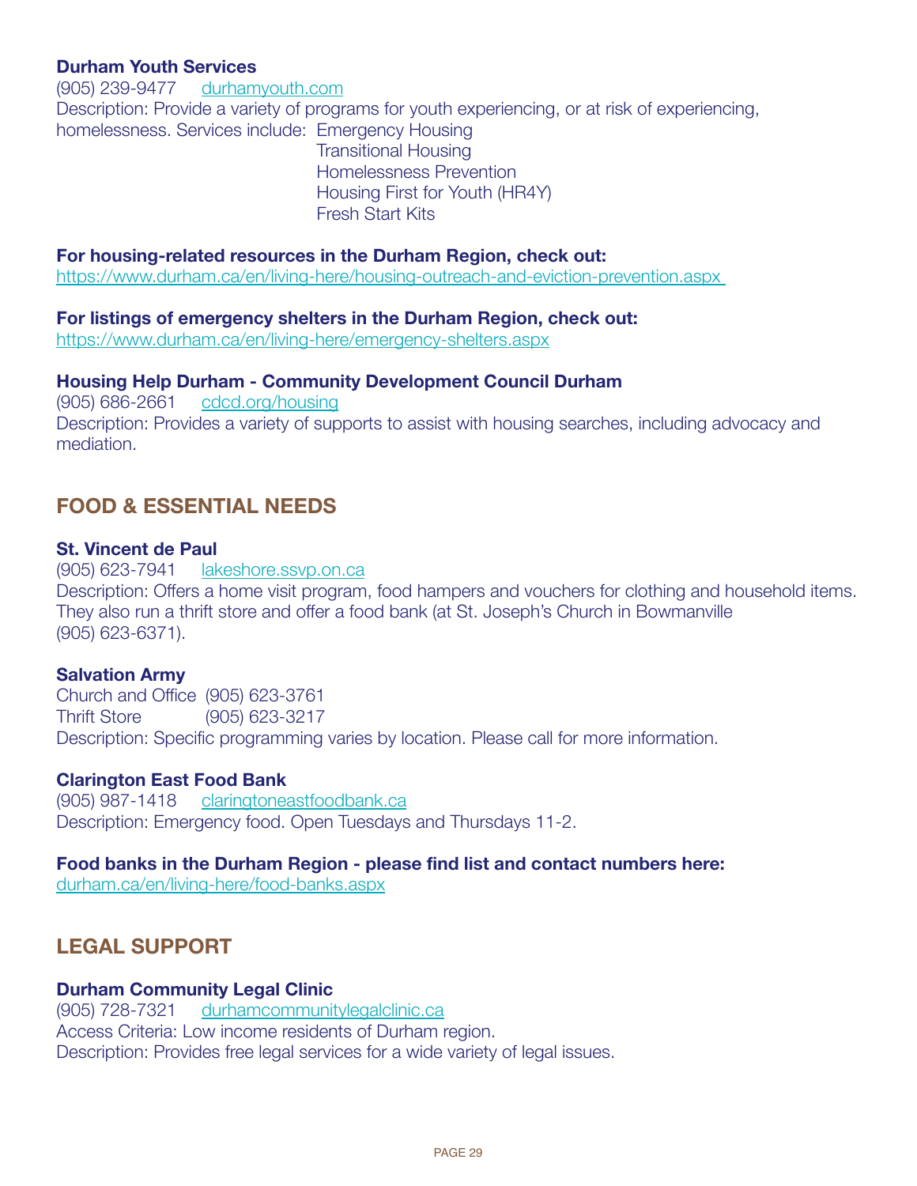**Durham Youth Services**
(905) 239-9477   durhamyouth.com
Description: Provide a variety of programs for youth experiencing, or at risk of experiencing, homelessness. Services include:
- Emergency Housing
- Transitional Housing
- Homelessness Prevention
- Housing First for Youth (HR4Y)
- Fresh Start Kits

**For housing-related resources in the Durham Region, check out:**
https://www.durham.ca/en/living-here/housing-outreach-and-eviction-prevention.aspx

**For listings of emergency shelters in the Durham Region, check out:**
https://www.durham.ca/en/living-here/emergency-shelters.aspx

**Housing Help Durham - Community Development Council Durham**
(905) 686-2661   cdcd.org/housing
Description: Provides a variety of supports to assist with housing searches, including advocacy and mediation.

## FOOD & ESSENTIAL NEEDS

**St. Vincent de Paul**
(905) 623-7941   lakeshore.ssvp.on.ca
Description: Offers a home visit program, food hampers and vouchers for clothing and household items. They also run a thrift store and offer a food bank (at St. Joseph's Church in Bowmanville (905) 623-6371).

**Salvation Army**
Church and Office (905) 623-3761
Thrift Store (905) 623-3217
Description: Specific programming varies by location. Please call for more information.

**Clarington East Food Bank**
(905) 987-1418   claringtoneastfoodbank.ca
Description: Emergency food. Open Tuesdays and Thursdays 11-2.

**Food banks in the Durham Region - please find list and contact numbers here:**
durham.ca/en/living-here/food-banks.aspx

## LEGAL SUPPORT

**Durham Community Legal Clinic**
(905) 728-7321   durhamcommunitylegalclinic.ca
Access Criteria: Low income residents of Durham region.
Description: Provides free legal services for a wide variety of legal issues.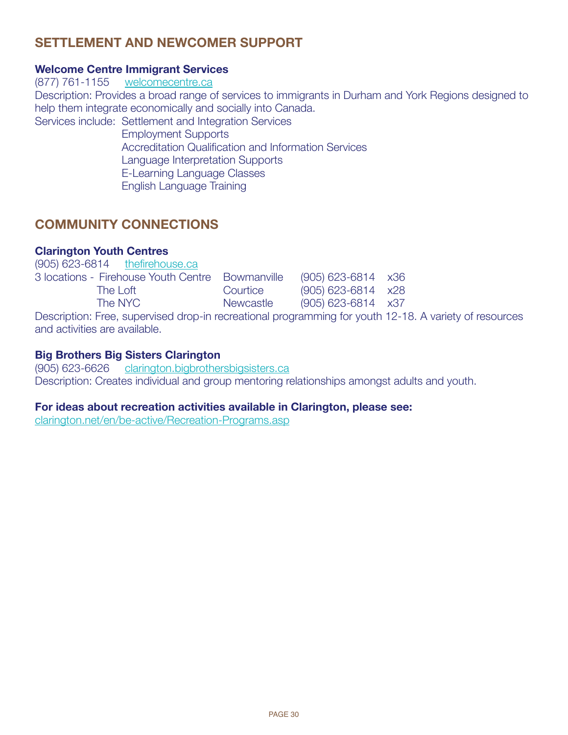## SETTLEMENT AND NEWCOMER SUPPORT

**Welcome Centre Immigrant Services**

(877) 761-1155 welcomecentre.ca

Description: Provides a broad range of services to immigrants in Durham and York Regions designed to help them integrate economically and socially into Canada.

Services include:
- Settlement and Integration Services
- Employment Supports
- Accreditation Qualification and Information Services
- Language Interpretation Supports
- E-Learning Language Classes
- English Language Training

## COMMUNITY CONNECTIONS

**Clarington Youth Centres**

(905) 623-6814 thefirehouse.ca

| 3 locations - | Location | Phone | Ext. |
|---|---|---|---|
| Firehouse Youth Centre | Bowmanville | (905) 623-6814 | x36 |
| The Loft | Courtice | (905) 623-6814 | x28 |
| The NYC | Newcastle | (905) 623-6814 | x37 |

Description: Free, supervised drop-in recreational programming for youth 12-18. A variety of resources and activities are available.

**Big Brothers Big Sisters Clarington**

(905) 623-6626 clarington.bigbrothersbigsisters.ca

Description: Creates individual and group mentoring relationships amongst adults and youth.

**For ideas about recreation activities available in Clarington, please see:**

clarington.net/en/be-active/Recreation-Programs.asp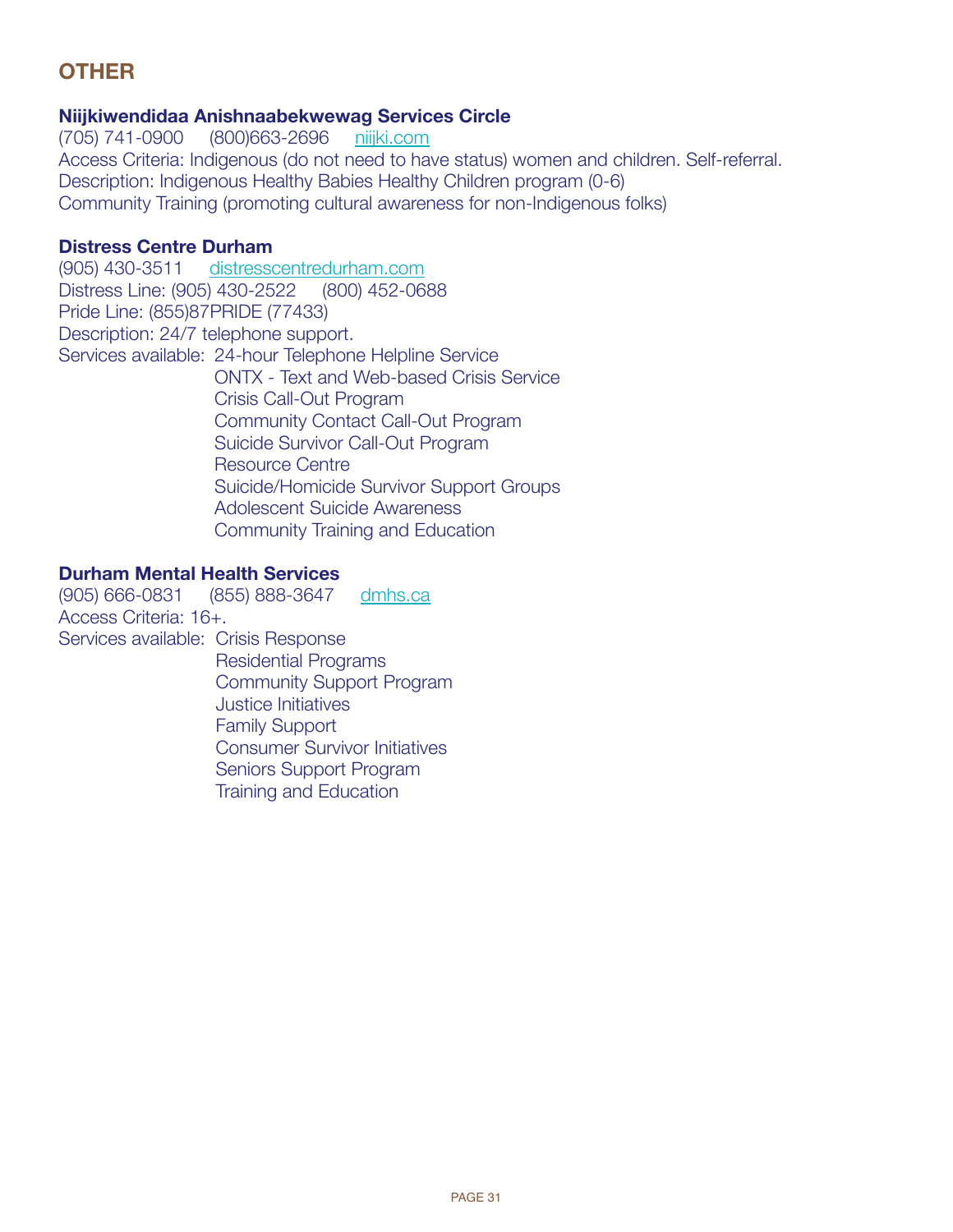## OTHER

**Niijkiwendidaa Anishnaabekwewag Services Circle**
(705) 741-0900 (800)663-2696 niijki.com
Access Criteria: Indigenous (do not need to have status) women and children. Self-referral.
Description: Indigenous Healthy Babies Healthy Children program (0-6)
Community Training (promoting cultural awareness for non-Indigenous folks)

**Distress Centre Durham**
(905) 430-3511 distresscentredurham.com
Distress Line: (905) 430-2522 (800) 452-0688
Pride Line: (855)87PRIDE (77433)
Description: 24/7 telephone support.
Services available:
- 24-hour Telephone Helpline Service
- ONTX - Text and Web-based Crisis Service
- Crisis Call-Out Program
- Community Contact Call-Out Program
- Suicide Survivor Call-Out Program
- Resource Centre
- Suicide/Homicide Survivor Support Groups
- Adolescent Suicide Awareness
- Community Training and Education

**Durham Mental Health Services**
(905) 666-0831 (855) 888-3647 dmhs.ca
Access Criteria: 16+.
Services available:
- Crisis Response
- Residential Programs
- Community Support Program
- Justice Initiatives
- Family Support
- Consumer Survivor Initiatives
- Seniors Support Program
- Training and Education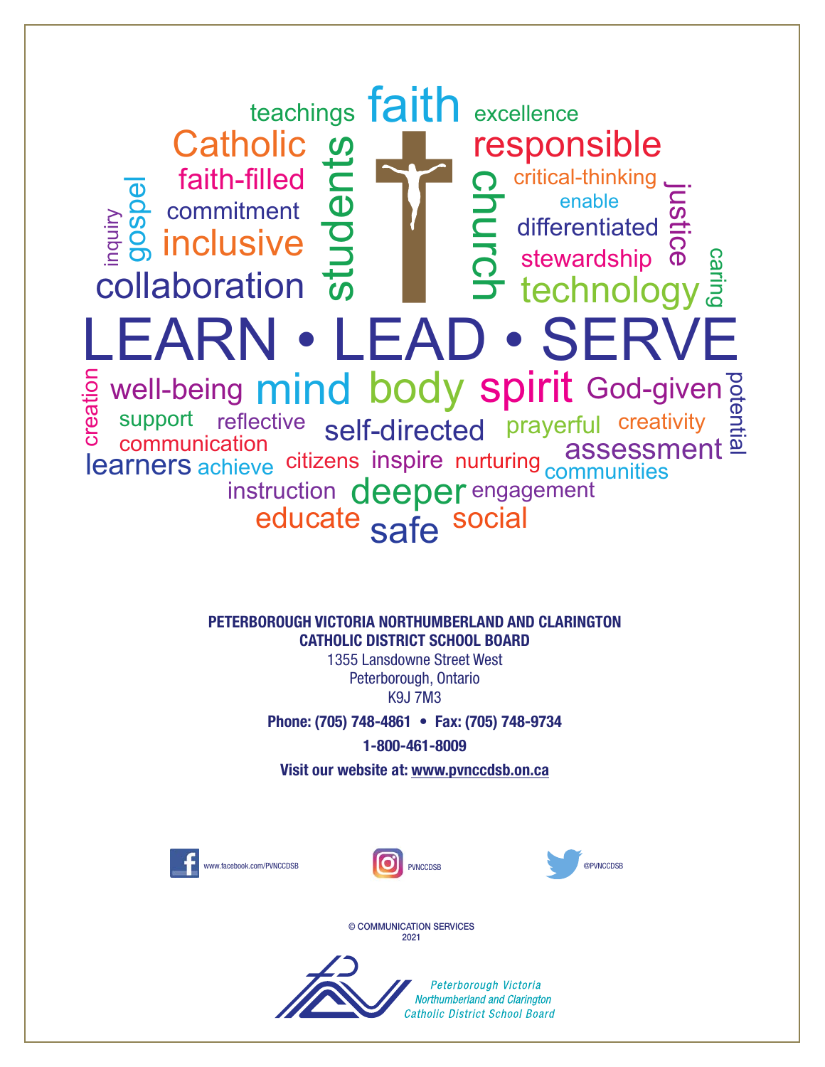teachings faith excellence

Catholic responsible

faith-filled critical-thinking

gospel inquiry commitment students church enable justice

inclusive differentiated

stewardship caring

collaboration technology

# LEARN • LEAD • SERVE

creation well-being mind body spirit God-given potential

support reflective self-directed prayerful creativity

communication assessment

learners achieve citizens inspire nurturing communities

instruction deeper engagement

educate safe social

**PETERBOROUGH VICTORIA NORTHUMBERLAND AND CLARINGTON**
**CATHOLIC DISTRICT SCHOOL BOARD**
1355 Lansdowne Street West
Peterborough, Ontario
K9J 7M3

**Phone: (705) 748-4861 • Fax: (705) 748-9734**

**1-800-461-8009**

**Visit our website at: www.pvnccdsb.on.ca**

www.facebook.com/PVNCCDSB

PVNCCDSB

@PVNCCDSB

© COMMUNICATION SERVICES
2021

*Peterborough Victoria Northumberland and Clarington Catholic District School Board*